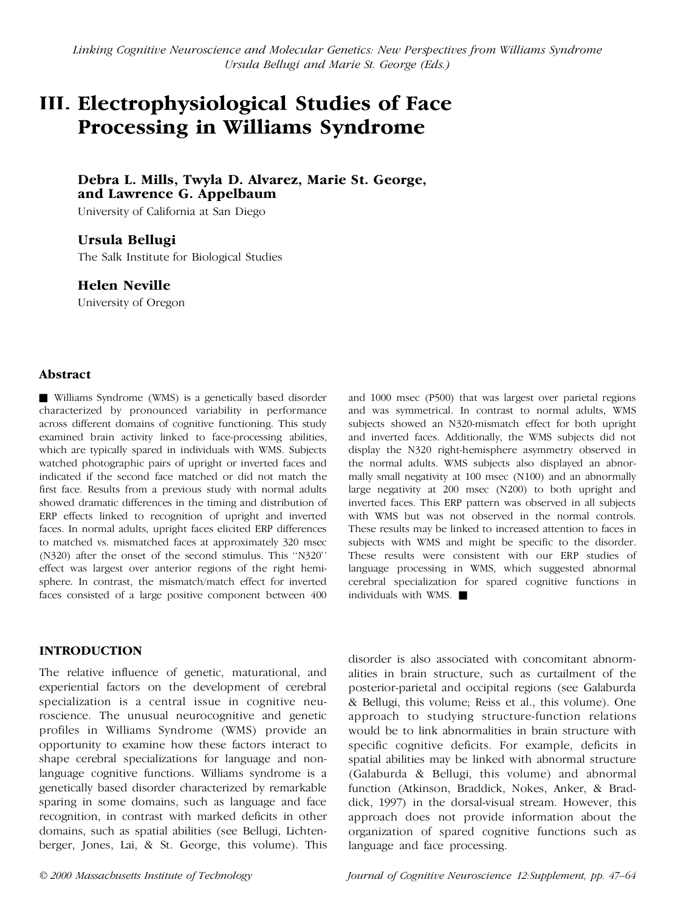*Linking Cognitive Neuroscience and Molecular Genetics: New Perspectives from Williams Syndrome*
*Ursula Bellugi and Marie St. George (Eds.)*

# III. Electrophysiological Studies of Face Processing in Williams Syndrome

**Debra L. Mills, Twyla D. Alvarez, Marie St. George, and Lawrence G. Appelbaum**
University of California at San Diego

**Ursula Bellugi**
The Salk Institute for Biological Studies

**Helen Neville**
University of Oregon

## Abstract

■ Williams Syndrome (WMS) is a genetically based disorder characterized by pronounced variability in performance across different domains of cognitive functioning. This study examined brain activity linked to face-processing abilities, which are typically spared in individuals with WMS. Subjects watched photographic pairs of upright or inverted faces and indicated if the second face matched or did not match the first face. Results from a previous study with normal adults showed dramatic differences in the timing and distribution of ERP effects linked to recognition of upright and inverted faces. In normal adults, upright faces elicited ERP differences to matched vs. mismatched faces at approximately 320 msec (N320) after the onset of the second stimulus. This "N320" effect was largest over anterior regions of the right hemisphere. In contrast, the mismatch/match effect for inverted faces consisted of a large positive component between 400 and 1000 msec (P500) that was largest over parietal regions and was symmetrical. In contrast to normal adults, WMS subjects showed an N320-mismatch effect for both upright and inverted faces. Additionally, the WMS subjects did not display the N320 right-hemisphere asymmetry observed in the normal adults. WMS subjects also displayed an abnormally small negativity at 100 msec (N100) and an abnormally large negativity at 200 msec (N200) to both upright and inverted faces. This ERP pattern was observed in all subjects with WMS but was not observed in the normal controls. These results may be linked to increased attention to faces in subjects with WMS and might be specific to the disorder. These results were consistent with our ERP studies of language processing in WMS, which suggested abnormal cerebral specialization for spared cognitive functions in individuals with WMS. ■

## INTRODUCTION

The relative influence of genetic, maturational, and experiential factors on the development of cerebral specialization is a central issue in cognitive neuroscience. The unusual neurocognitive and genetic profiles in Williams Syndrome (WMS) provide an opportunity to examine how these factors interact to shape cerebral specializations for language and non-language cognitive functions. Williams syndrome is a genetically based disorder characterized by remarkable sparing in some domains, such as language and face recognition, in contrast with marked deficits in other domains, such as spatial abilities (see Bellugi, Lichtenberger, Jones, Lai, & St. George, this volume). This disorder is also associated with concomitant abnormalities in brain structure, such as curtailment of the posterior-parietal and occipital regions (see Galaburda & Bellugi, this volume; Reiss et al., this volume). One approach to studying structure-function relations would be to link abnormalities in brain structure with specific cognitive deficits. For example, deficits in spatial abilities may be linked with abnormal structure (Galaburda & Bellugi, this volume) and abnormal function (Atkinson, Braddick, Nokes, Anker, & Braddick, 1997) in the dorsal-visual stream. However, this approach does not provide information about the organization of spared cognitive functions such as language and face processing.

*© 2000 Massachusetts Institute of Technology*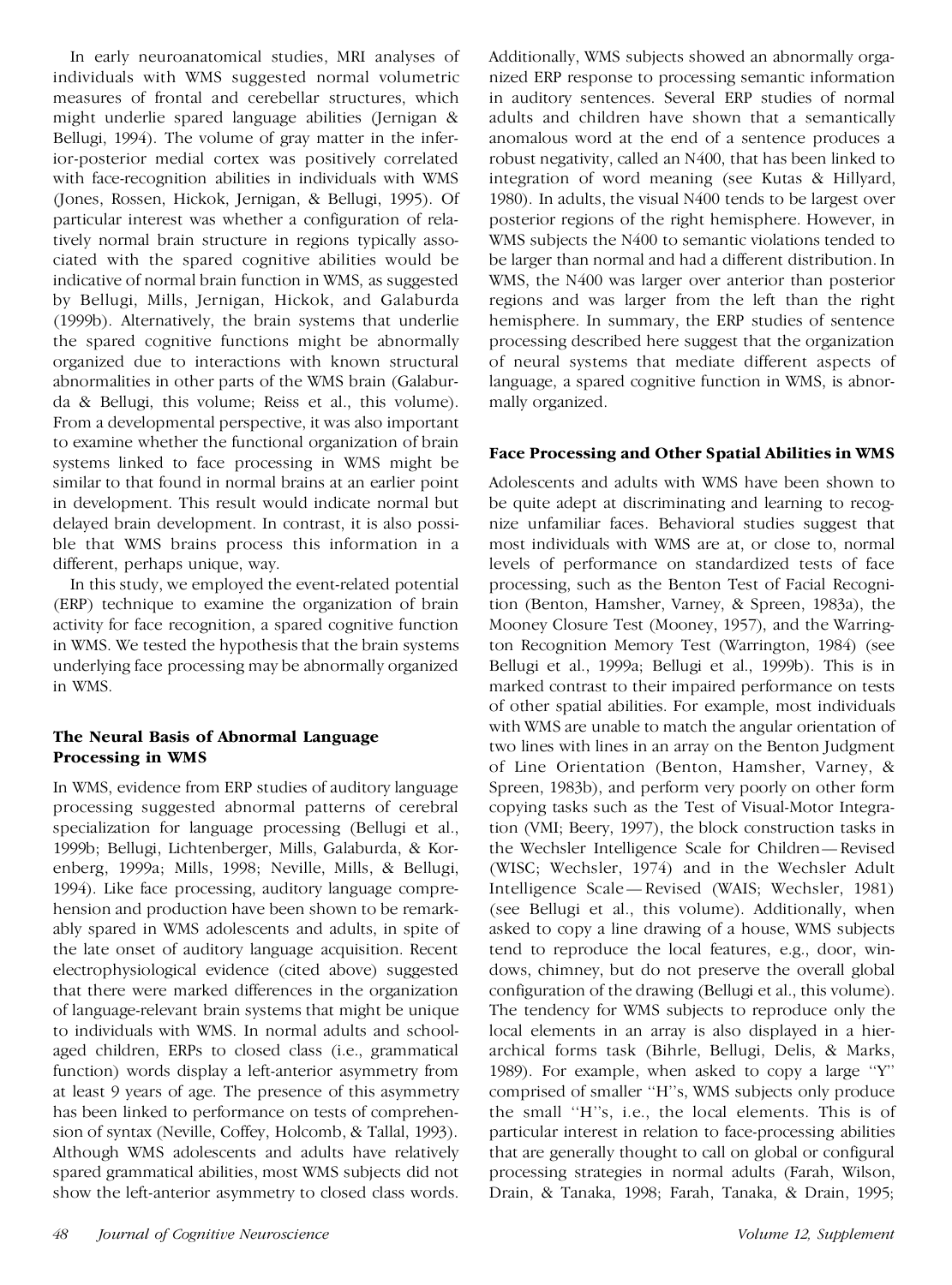In early neuroanatomical studies, MRI analyses of individuals with WMS suggested normal volumetric measures of frontal and cerebellar structures, which might underlie spared language abilities (Jernigan & Bellugi, 1994). The volume of gray matter in the inferior-posterior medial cortex was positively correlated with face-recognition abilities in individuals with WMS (Jones, Rossen, Hickok, Jernigan, & Bellugi, 1995). Of particular interest was whether a configuration of relatively normal brain structure in regions typically associated with the spared cognitive abilities would be indicative of normal brain function in WMS, as suggested by Bellugi, Mills, Jernigan, Hickok, and Galaburda (1999b). Alternatively, the brain systems that underlie the spared cognitive functions might be abnormally organized due to interactions with known structural abnormalities in other parts of the WMS brain (Galaburda & Bellugi, this volume; Reiss et al., this volume). From a developmental perspective, it was also important to examine whether the functional organization of brain systems linked to face processing in WMS might be similar to that found in normal brains at an earlier point in development. This result would indicate normal but delayed brain development. In contrast, it is also possible that WMS brains process this information in a different, perhaps unique, way.

In this study, we employed the event-related potential (ERP) technique to examine the organization of brain activity for face recognition, a spared cognitive function in WMS. We tested the hypothesis that the brain systems underlying face processing may be abnormally organized in WMS.

## The Neural Basis of Abnormal Language Processing in WMS

In WMS, evidence from ERP studies of auditory language processing suggested abnormal patterns of cerebral specialization for language processing (Bellugi et al., 1999b; Bellugi, Lichtenberger, Mills, Galaburda, & Korenberg, 1999a; Mills, 1998; Neville, Mills, & Bellugi, 1994). Like face processing, auditory language comprehension and production have been shown to be remarkably spared in WMS adolescents and adults, in spite of the late onset of auditory language acquisition. Recent electrophysiological evidence (cited above) suggested that there were marked differences in the organization of language-relevant brain systems that might be unique to individuals with WMS. In normal adults and school-aged children, ERPs to closed class (i.e., grammatical function) words display a left-anterior asymmetry from at least 9 years of age. The presence of this asymmetry has been linked to performance on tests of comprehension of syntax (Neville, Coffey, Holcomb, & Tallal, 1993). Although WMS adolescents and adults have relatively spared grammatical abilities, most WMS subjects did not show the left-anterior asymmetry to closed class words. Additionally, WMS subjects showed an abnormally organized ERP response to processing semantic information in auditory sentences. Several ERP studies of normal adults and children have shown that a semantically anomalous word at the end of a sentence produces a robust negativity, called an N400, that has been linked to integration of word meaning (see Kutas & Hillyard, 1980). In adults, the visual N400 tends to be largest over posterior regions of the right hemisphere. However, in WMS subjects the N400 to semantic violations tended to be larger than normal and had a different distribution. In WMS, the N400 was larger over anterior than posterior regions and was larger from the left than the right hemisphere. In summary, the ERP studies of sentence processing described here suggest that the organization of neural systems that mediate different aspects of language, a spared cognitive function in WMS, is abnormally organized.

## Face Processing and Other Spatial Abilities in WMS

Adolescents and adults with WMS have been shown to be quite adept at discriminating and learning to recognize unfamiliar faces. Behavioral studies suggest that most individuals with WMS are at, or close to, normal levels of performance on standardized tests of face processing, such as the Benton Test of Facial Recognition (Benton, Hamsher, Varney, & Spreen, 1983a), the Mooney Closure Test (Mooney, 1957), and the Warrington Recognition Memory Test (Warrington, 1984) (see Bellugi et al., 1999a; Bellugi et al., 1999b). This is in marked contrast to their impaired performance on tests of other spatial abilities. For example, most individuals with WMS are unable to match the angular orientation of two lines with lines in an array on the Benton Judgment of Line Orientation (Benton, Hamsher, Varney, & Spreen, 1983b), and perform very poorly on other form copying tasks such as the Test of Visual-Motor Integration (VMI; Beery, 1997), the block construction tasks in the Wechsler Intelligence Scale for Children—Revised (WISC; Wechsler, 1974) and in the Wechsler Adult Intelligence Scale—Revised (WAIS; Wechsler, 1981) (see Bellugi et al., this volume). Additionally, when asked to copy a line drawing of a house, WMS subjects tend to reproduce the local features, e.g., door, windows, chimney, but do not preserve the overall global configuration of the drawing (Bellugi et al., this volume). The tendency for WMS subjects to reproduce only the local elements in an array is also displayed in a hierarchical forms task (Bihrle, Bellugi, Delis, & Marks, 1989). For example, when asked to copy a large "Y" comprised of smaller "H"s, WMS subjects only produce the small "H"s, i.e., the local elements. This is of particular interest in relation to face-processing abilities that are generally thought to call on global or configural processing strategies in normal adults (Farah, Wilson, Drain, & Tanaka, 1998; Farah, Tanaka, & Drain, 1995;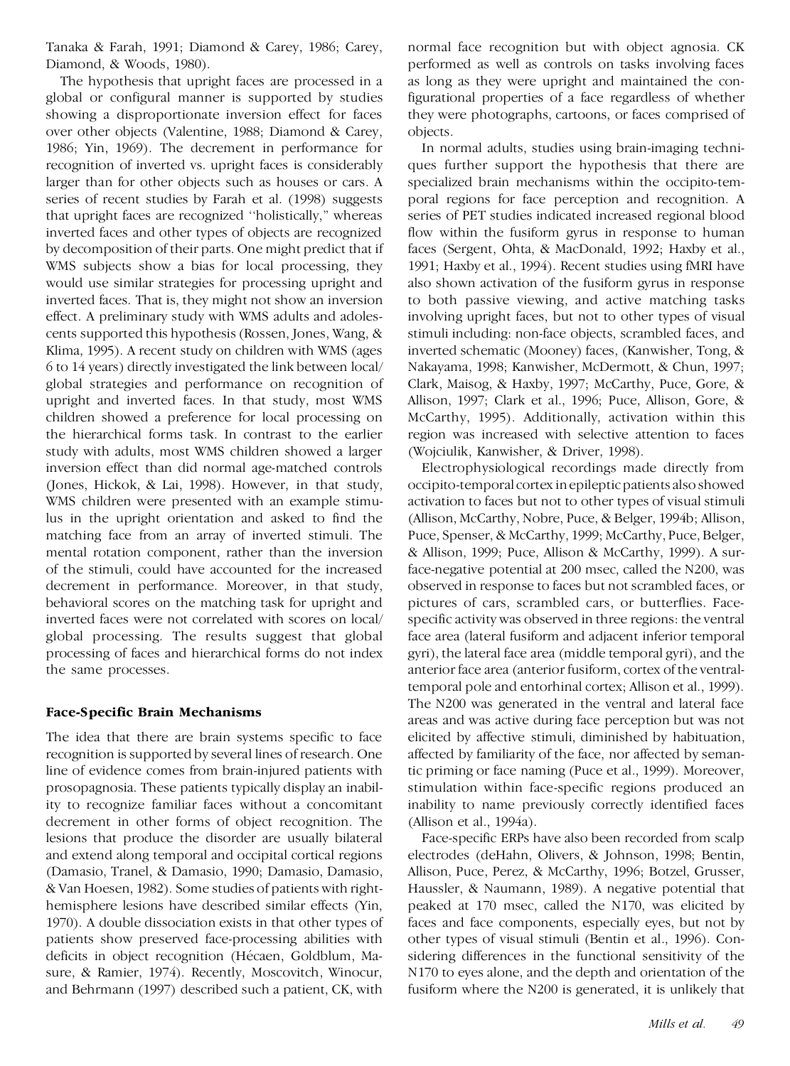Tanaka & Farah, 1991; Diamond & Carey, 1986; Carey, Diamond, & Woods, 1980).

The hypothesis that upright faces are processed in a global or configural manner is supported by studies showing a disproportionate inversion effect for faces over other objects (Valentine, 1988; Diamond & Carey, 1986; Yin, 1969). The decrement in performance for recognition of inverted vs. upright faces is considerably larger than for other objects such as houses or cars. A series of recent studies by Farah et al. (1998) suggests that upright faces are recognized ''holistically,'' whereas inverted faces and other types of objects are recognized by decomposition of their parts. One might predict that if WMS subjects show a bias for local processing, they would use similar strategies for processing upright and inverted faces. That is, they might not show an inversion effect. A preliminary study with WMS adults and adolescents supported this hypothesis (Rossen, Jones, Wang, & Klima, 1995). A recent study on children with WMS (ages 6 to 14 years) directly investigated the link between local/global strategies and performance on recognition of upright and inverted faces. In that study, most WMS children showed a preference for local processing on the hierarchical forms task. In contrast to the earlier study with adults, most WMS children showed a larger inversion effect than did normal age-matched controls (Jones, Hickok, & Lai, 1998). However, in that study, WMS children were presented with an example stimulus in the upright orientation and asked to find the matching face from an array of inverted stimuli. The mental rotation component, rather than the inversion of the stimuli, could have accounted for the increased decrement in performance. Moreover, in that study, behavioral scores on the matching task for upright and inverted faces were not correlated with scores on local/global processing. The results suggest that global processing of faces and hierarchical forms do not index the same processes.

## Face-Specific Brain Mechanisms

The idea that there are brain systems specific to face recognition is supported by several lines of research. One line of evidence comes from brain-injured patients with prosopagnosia. These patients typically display an inability to recognize familiar faces without a concomitant decrement in other forms of object recognition. The lesions that produce the disorder are usually bilateral and extend along temporal and occipital cortical regions (Damasio, Tranel, & Damasio, 1990; Damasio, Damasio, & Van Hoesen, 1982). Some studies of patients with right-hemisphere lesions have described similar effects (Yin, 1970). A double dissociation exists in that other types of patients show preserved face-processing abilities with deficits in object recognition (Hécaen, Goldblum, Masure, & Ramier, 1974). Recently, Moscovitch, Winocur, and Behrmann (1997) described such a patient, CK, with normal face recognition but with object agnosia. CK performed as well as controls on tasks involving faces as long as they were upright and maintained the configurational properties of a face regardless of whether they were photographs, cartoons, or faces comprised of objects.

In normal adults, studies using brain-imaging techniques further support the hypothesis that there are specialized brain mechanisms within the occipito-temporal regions for face perception and recognition. A series of PET studies indicated increased regional blood flow within the fusiform gyrus in response to human faces (Sergent, Ohta, & MacDonald, 1992; Haxby et al., 1991; Haxby et al., 1994). Recent studies using fMRI have also shown activation of the fusiform gyrus in response to both passive viewing, and active matching tasks involving upright faces, but not to other types of visual stimuli including: non-face objects, scrambled faces, and inverted schematic (Mooney) faces, (Kanwisher, Tong, & Nakayama, 1998; Kanwisher, McDermott, & Chun, 1997; Clark, Maisog, & Haxby, 1997; McCarthy, Puce, Gore, & Allison, 1997; Clark et al., 1996; Puce, Allison, Gore, & McCarthy, 1995). Additionally, activation within this region was increased with selective attention to faces (Wojciulik, Kanwisher, & Driver, 1998).

Electrophysiological recordings made directly from occipito-temporal cortex in epileptic patients also showed activation to faces but not to other types of visual stimuli (Allison, McCarthy, Nobre, Puce, & Belger, 1994b; Allison, Puce, Spenser, & McCarthy, 1999; McCarthy, Puce, Belger, & Allison, 1999; Puce, Allison & McCarthy, 1999). A surface-negative potential at 200 msec, called the N200, was observed in response to faces but not scrambled faces, or pictures of cars, scrambled cars, or butterflies. Face-specific activity was observed in three regions: the ventral face area (lateral fusiform and adjacent inferior temporal gyri), the lateral face area (middle temporal gyri), and the anterior face area (anterior fusiform, cortex of the ventral-temporal pole and entorhinal cortex; Allison et al., 1999). The N200 was generated in the ventral and lateral face areas and was active during face perception but was not elicited by affective stimuli, diminished by habituation, affected by familiarity of the face, nor affected by semantic priming or face naming (Puce et al., 1999). Moreover, stimulation within face-specific regions produced an inability to name previously correctly identified faces (Allison et al., 1994a).

Face-specific ERPs have also been recorded from scalp electrodes (deHahn, Olivers, & Johnson, 1998; Bentin, Allison, Puce, Perez, & McCarthy, 1996; Botzel, Grusser, Haussler, & Naumann, 1989). A negative potential that peaked at 170 msec, called the N170, was elicited by faces and face components, especially eyes, but not by other types of visual stimuli (Bentin et al., 1996). Considering differences in the functional sensitivity of the N170 to eyes alone, and the depth and orientation of the fusiform where the N200 is generated, it is unlikely that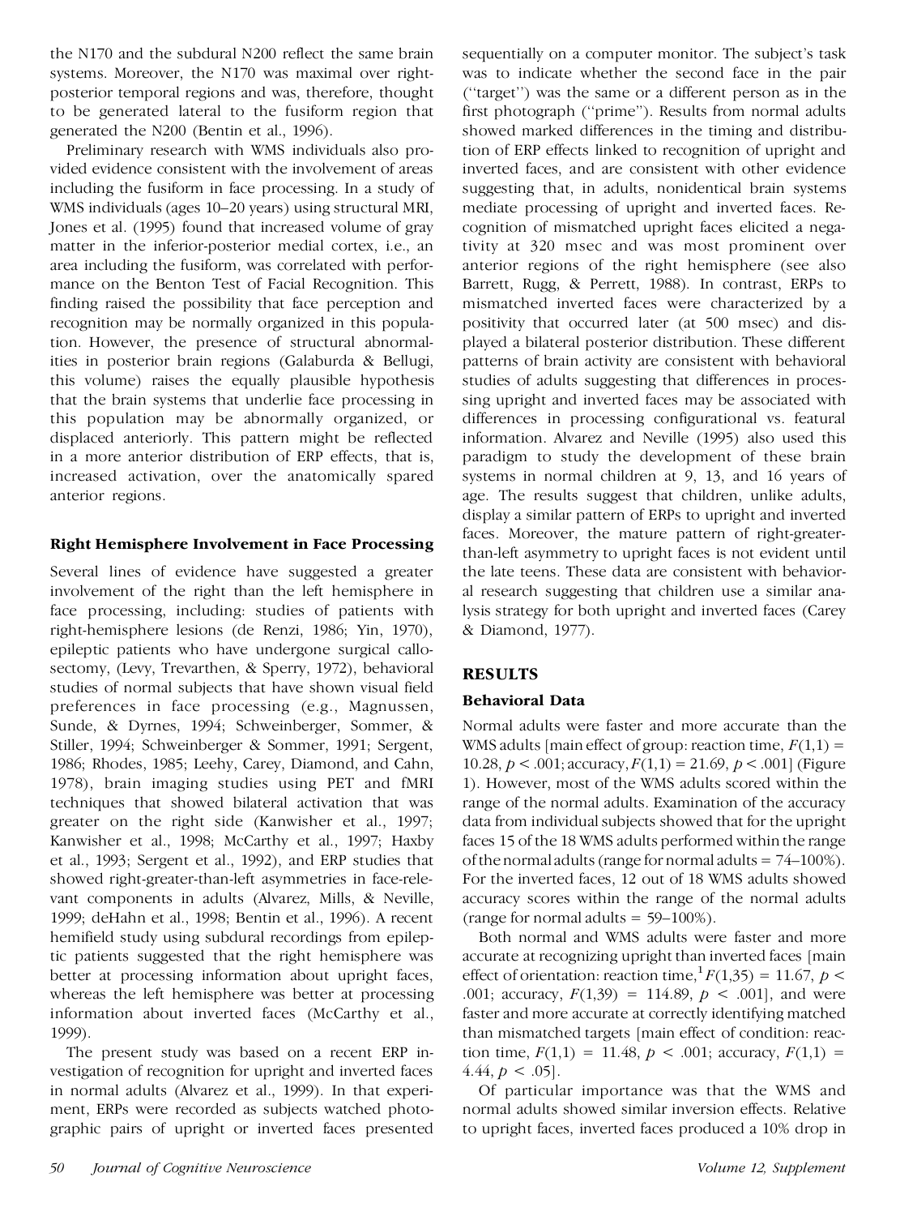the N170 and the subdural N200 reflect the same brain systems. Moreover, the N170 was maximal over right-posterior temporal regions and was, therefore, thought to be generated lateral to the fusiform region that generated the N200 (Bentin et al., 1996).

Preliminary research with WMS individuals also provided evidence consistent with the involvement of areas including the fusiform in face processing. In a study of WMS individuals (ages 10–20 years) using structural MRI, Jones et al. (1995) found that increased volume of gray matter in the inferior-posterior medial cortex, i.e., an area including the fusiform, was correlated with performance on the Benton Test of Facial Recognition. This finding raised the possibility that face perception and recognition may be normally organized in this population. However, the presence of structural abnormalities in posterior brain regions (Galaburda & Bellugi, this volume) raises the equally plausible hypothesis that the brain systems that underlie face processing in this population may be abnormally organized, or displaced anteriorly. This pattern might be reflected in a more anterior distribution of ERP effects, that is, increased activation, over the anatomically spared anterior regions.

### Right Hemisphere Involvement in Face Processing

Several lines of evidence have suggested a greater involvement of the right than the left hemisphere in face processing, including: studies of patients with right-hemisphere lesions (de Renzi, 1986; Yin, 1970), epileptic patients who have undergone surgical callosectomy, (Levy, Trevarthen, & Sperry, 1972), behavioral studies of normal subjects that have shown visual field preferences in face processing (e.g., Magnussen, Sunde, & Dyrnes, 1994; Schweinberger, Sommer, & Stiller, 1994; Schweinberger & Sommer, 1991; Sergent, 1986; Rhodes, 1985; Leehy, Carey, Diamond, and Cahn, 1978), brain imaging studies using PET and fMRI techniques that showed bilateral activation that was greater on the right side (Kanwisher et al., 1997; Kanwisher et al., 1998; McCarthy et al., 1997; Haxby et al., 1993; Sergent et al., 1992), and ERP studies that showed right-greater-than-left asymmetries in face-relevant components in adults (Alvarez, Mills, & Neville, 1999; deHahn et al., 1998; Bentin et al., 1996). A recent hemifield study using subdural recordings from epileptic patients suggested that the right hemisphere was better at processing information about upright faces, whereas the left hemisphere was better at processing information about inverted faces (McCarthy et al., 1999).

The present study was based on a recent ERP investigation of recognition for upright and inverted faces in normal adults (Alvarez et al., 1999). In that experiment, ERPs were recorded as subjects watched photographic pairs of upright or inverted faces presented sequentially on a computer monitor. The subject's task was to indicate whether the second face in the pair ("target") was the same or a different person as in the first photograph ("prime"). Results from normal adults showed marked differences in the timing and distribution of ERP effects linked to recognition of upright and inverted faces, and are consistent with other evidence suggesting that, in adults, nonidentical brain systems mediate processing of upright and inverted faces. Recognition of mismatched upright faces elicited a negativity at 320 msec and was most prominent over anterior regions of the right hemisphere (see also Barrett, Rugg, & Perrett, 1988). In contrast, ERPs to mismatched inverted faces were characterized by a positivity that occurred later (at 500 msec) and displayed a bilateral posterior distribution. These different patterns of brain activity are consistent with behavioral studies of adults suggesting that differences in processing upright and inverted faces may be associated with differences in processing configurational vs. featural information. Alvarez and Neville (1995) also used this paradigm to study the development of these brain systems in normal children at 9, 13, and 16 years of age. The results suggest that children, unlike adults, display a similar pattern of ERPs to upright and inverted faces. Moreover, the mature pattern of right-greater-than-left asymmetry to upright faces is not evident until the late teens. These data are consistent with behavioral research suggesting that children use a similar analysis strategy for both upright and inverted faces (Carey & Diamond, 1977).

## RESULTS

### Behavioral Data

Normal adults were faster and more accurate than the WMS adults [main effect of group: reaction time, $F(1,1) = 10.28$, $p < .001$; accuracy, $F(1,1) = 21.69$, $p < .001$] (Figure 1). However, most of the WMS adults scored within the range of the normal adults. Examination of the accuracy data from individual subjects showed that for the upright faces 15 of the 18 WMS adults performed within the range of the normal adults (range for normal adults = 74–100%). For the inverted faces, 12 out of 18 WMS adults showed accuracy scores within the range of the normal adults (range for normal adults = 59–100%).

Both normal and WMS adults were faster and more accurate at recognizing upright than inverted faces [main effect of orientation: reaction time,[1] $F(1,35) = 11.67$, $p < .001$; accuracy, $F(1,39) = 114.89$, $p < .001$], and were faster and more accurate at correctly identifying matched than mismatched targets [main effect of condition: reaction time, $F(1,1) = 11.48$, $p < .001$; accuracy, $F(1,1) = 4.44$, $p < .05$].

Of particular importance was that the WMS and normal adults showed similar inversion effects. Relative to upright faces, inverted faces produced a 10% drop in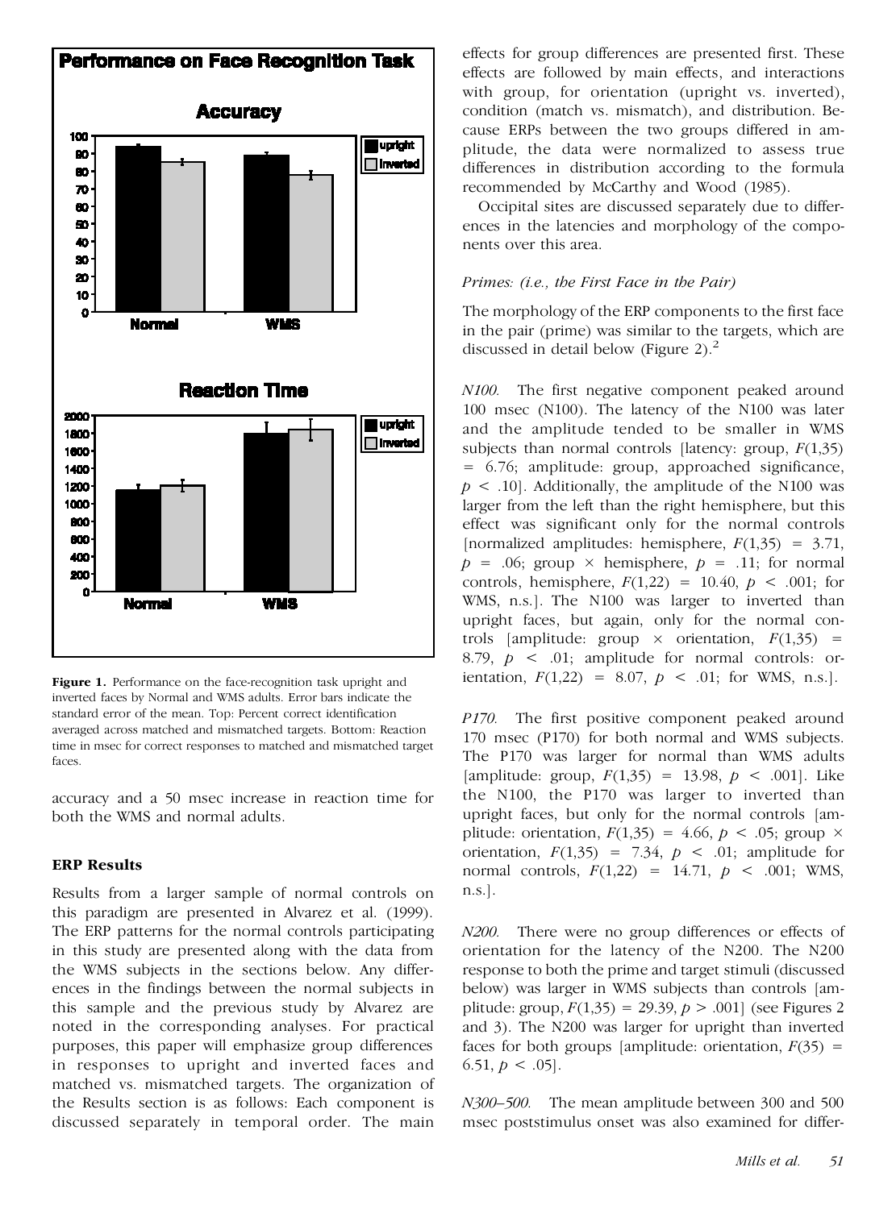Performance on Face Recognition Task

Accuracy

100
90
80
70
60
50
40
30
20
10
0

Normal
WMS

upright
inverted

Reaction Time

2000
1800
1600
1400
1200
1000
800
600
400
200
0

Normal
WMS

upright
inverted

**Figure 1.** Performance on the face-recognition task upright and inverted faces by Normal and WMS adults. Error bars indicate the standard error of the mean. Top: Percent correct identification averaged across matched and mismatched targets. Bottom: Reaction time in msec for correct responses to matched and mismatched target faces.

accuracy and a 50 msec increase in reaction time for both the WMS and normal adults.

### ERP Results

Results from a larger sample of normal controls on this paradigm are presented in Alvarez et al. (1999). The ERP patterns for the normal controls participating in this study are presented along with the data from the WMS subjects in the sections below. Any differences in the findings between the normal subjects in this sample and the previous study by Alvarez are noted in the corresponding analyses. For practical purposes, this paper will emphasize group differences in responses to upright and inverted faces and matched vs. mismatched targets. The organization of the Results section is as follows: Each component is discussed separately in temporal order. The main effects for group differences are presented first. These effects are followed by main effects, and interactions with group, for orientation (upright vs. inverted), condition (match vs. mismatch), and distribution. Because ERPs between the two groups differed in amplitude, the data were normalized to assess true differences in distribution according to the formula recommended by McCarthy and Wood (1985).

Occipital sites are discussed separately due to differences in the latencies and morphology of the components over this area.

#### *Primes: (i.e., the First Face in the Pair)*

The morphology of the ERP components to the first face in the pair (prime) was similar to the targets, which are discussed in detail below (Figure 2).[2]

*N100.* The first negative component peaked around 100 msec (N100). The latency of the N100 was later and the amplitude tended to be smaller in WMS subjects than normal controls [latency: group, $F(1,35) = 6.76$; amplitude: group, approached significance, $p < .10$]. Additionally, the amplitude of the N100 was larger from the left than the right hemisphere, but this effect was significant only for the normal controls [normalized amplitudes: hemisphere, $F(1,35) = 3.71$, $p = .06$; group × hemisphere, $p = .11$; for normal controls, hemisphere, $F(1,22) = 10.40$, $p < .001$; for WMS, n.s.]. The N100 was larger to inverted than upright faces, but again, only for the normal controls [amplitude: group × orientation, $F(1,35) = 8.79$, $p < .01$; amplitude for normal controls: orientation, $F(1,22) = 8.07$, $p < .01$; for WMS, n.s.].

*P170.* The first positive component peaked around 170 msec (P170) for both normal and WMS subjects. The P170 was larger for normal than WMS adults [amplitude: group, $F(1,35) = 13.98$, $p < .001$]. Like the N100, the P170 was larger to inverted than upright faces, but only for the normal controls [amplitude: orientation, $F(1,35) = 4.66$, $p < .05$; group × orientation, $F(1,35) = 7.34$, $p < .01$; amplitude for normal controls, $F(1,22) = 14.71$, $p < .001$; WMS, n.s.].

*N200.* There were no group differences or effects of orientation for the latency of the N200. The N200 response to both the prime and target stimuli (discussed below) was larger in WMS subjects than controls [amplitude: group, $F(1,35) = 29.39$, $p > .001$] (see Figures 2 and 3). The N200 was larger for upright than inverted faces for both groups [amplitude: orientation, $F(35) = 6.51$, $p < .05$].

*N300–500.* The mean amplitude between 300 and 500 msec poststimulus onset was also examined for differ-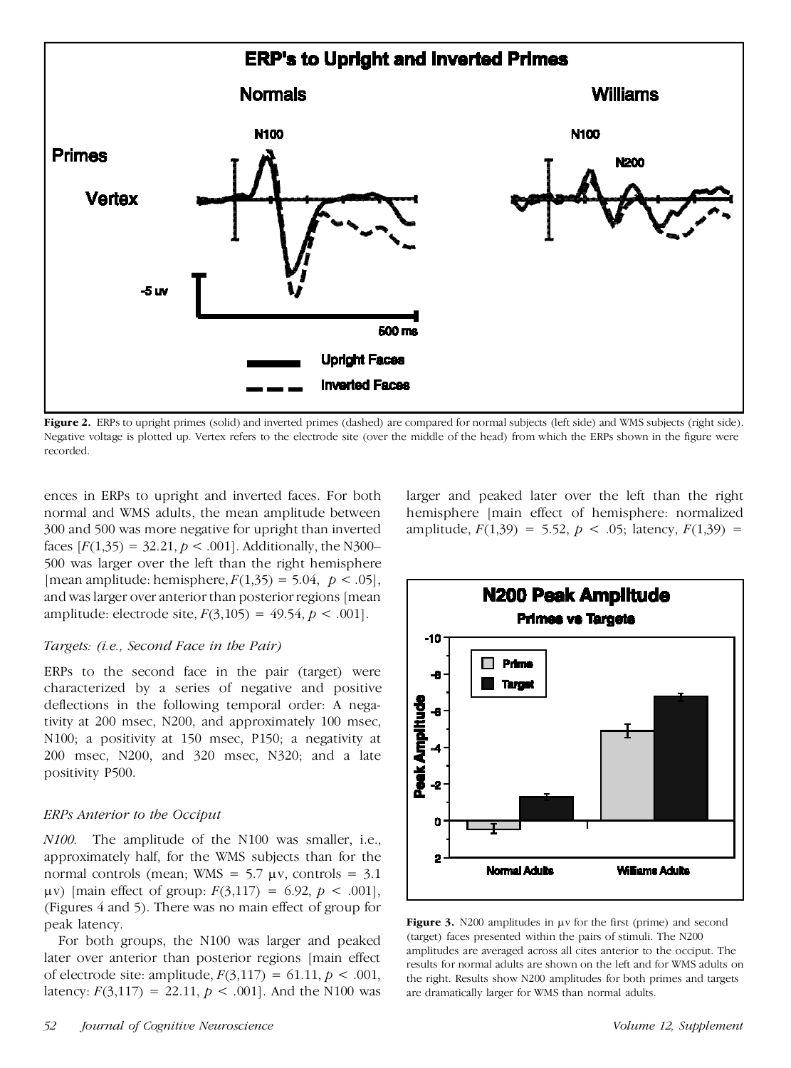**Figure 2.** ERPs to upright primes (solid) and inverted primes (dashed) are compared for normal subjects (left side) and WMS subjects (right side). Negative voltage is plotted up. Vertex refers to the electrode site (over the middle of the head) from which the ERPs shown in the figure were recorded.

ences in ERPs to upright and inverted faces. For both normal and WMS adults, the mean amplitude between 300 and 500 was more negative for upright than inverted faces [$F(1,35) = 32.21$, $p < .001$]. Additionally, the N300–500 was larger over the left than the right hemisphere [mean amplitude: hemisphere, $F(1,35) = 5.04$, $p < .05$], and was larger over anterior than posterior regions [mean amplitude: electrode site, $F(3,105) = 49.54$, $p < .001$].

### *Targets: (i.e., Second Face in the Pair)*

ERPs to the second face in the pair (target) were characterized by a series of negative and positive deflections in the following temporal order: A negativity at 200 msec, N200, and approximately 100 msec, N100; a positivity at 150 msec, P150; a negativity at 200 msec, N200, and 320 msec, N320; and a late positivity P500.

### *ERPs Anterior to the Occiput*

*N100.* The amplitude of the N100 was smaller, i.e., approximately half, for the WMS subjects than for the normal controls (mean; WMS = 5.7 μv, controls = 3.1 μv) [main effect of group: $F(3,117) = 6.92$, $p < .001$], (Figures 4 and 5). There was no main effect of group for peak latency.

For both groups, the N100 was larger and peaked later over anterior than posterior regions [main effect of electrode site: amplitude, $F(3,117) = 61.11$, $p < .001$, latency: $F(3,117) = 22.11$, $p < .001$]. And the N100 was larger and peaked later over the left than the right hemisphere [main effect of hemisphere: normalized amplitude, $F(1,39) = 5.52$, $p < .05$; latency, $F(1,39) =$

**Figure 3.** N200 amplitudes in μv for the first (prime) and second (target) faces presented within the pairs of stimuli. The N200 amplitudes are averaged across all cites anterior to the occiput. The results for normal adults are shown on the left and for WMS adults on the right. Results show N200 amplitudes for both primes and targets are dramatically larger for WMS than normal adults.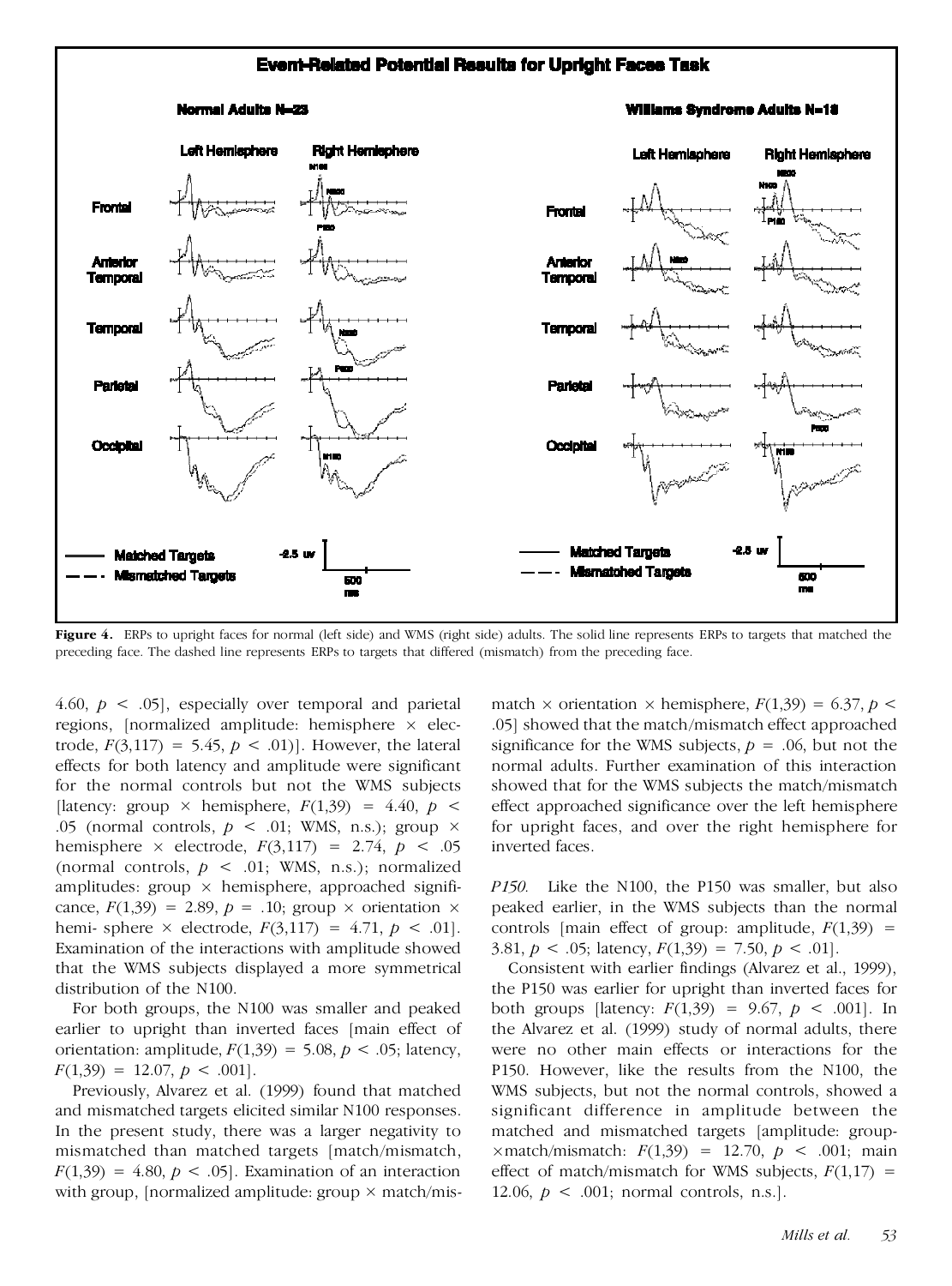**Figure 4.** ERPs to upright faces for normal (left side) and WMS (right side) adults. The solid line represents ERPs to targets that matched the preceding face. The dashed line represents ERPs to targets that differed (mismatch) from the preceding face.

4.60, $p < .05$], especially over temporal and parietal regions, [normalized amplitude: hemisphere × electrode, $F(3,117) = 5.45$, $p < .01$)]. However, the lateral effects for both latency and amplitude were significant for the normal controls but not the WMS subjects [latency: group × hemisphere, $F(1,39) = 4.40$, $p < .05$ (normal controls, $p < .01$; WMS, n.s.); group × hemisphere × electrode, $F(3,117) = 2.74$, $p < .05$ (normal controls, $p < .01$; WMS, n.s.); normalized amplitudes: group × hemisphere, approached significance, $F(1,39) = 2.89$, $p = .10$; group × orientation × hemi- sphere × electrode, $F(3,117) = 4.71$, $p < .01$]. Examination of the interactions with amplitude showed that the WMS subjects displayed a more symmetrical distribution of the N100.

For both groups, the N100 was smaller and peaked earlier to upright than inverted faces [main effect of orientation: amplitude, $F(1,39) = 5.08$, $p < .05$; latency, $F(1,39) = 12.07$, $p < .001$].

Previously, Alvarez et al. (1999) found that matched and mismatched targets elicited similar N100 responses. In the present study, there was a larger negativity to mismatched than matched targets [match/mismatch, $F(1,39) = 4.80$, $p < .05$]. Examination of an interaction with group, [normalized amplitude: group × match/mismatch × orientation × hemisphere, $F(1,39) = 6.37$, $p < .05$] showed that the match/mismatch effect approached significance for the WMS subjects, $p = .06$, but not the normal adults. Further examination of this interaction showed that for the WMS subjects the match/mismatch effect approached significance over the left hemisphere for upright faces, and over the right hemisphere for inverted faces.

*P150.* Like the N100, the P150 was smaller, but also peaked earlier, in the WMS subjects than the normal controls [main effect of group: amplitude, $F(1,39) = 3.81$, $p < .05$; latency, $F(1,39) = 7.50$, $p < .01$].

Consistent with earlier findings (Alvarez et al., 1999), the P150 was earlier for upright than inverted faces for both groups [latency: $F(1,39) = 9.67$, $p < .001$]. In the Alvarez et al. (1999) study of normal adults, there were no other main effects or interactions for the P150. However, like the results from the N100, the WMS subjects, but not the normal controls, showed a significant difference in amplitude between the matched and mismatched targets [amplitude: group-×match/mismatch: $F(1,39) = 12.70$, $p < .001$; main effect of match/mismatch for WMS subjects, $F(1,17) = 12.06$, $p < .001$; normal controls, n.s.].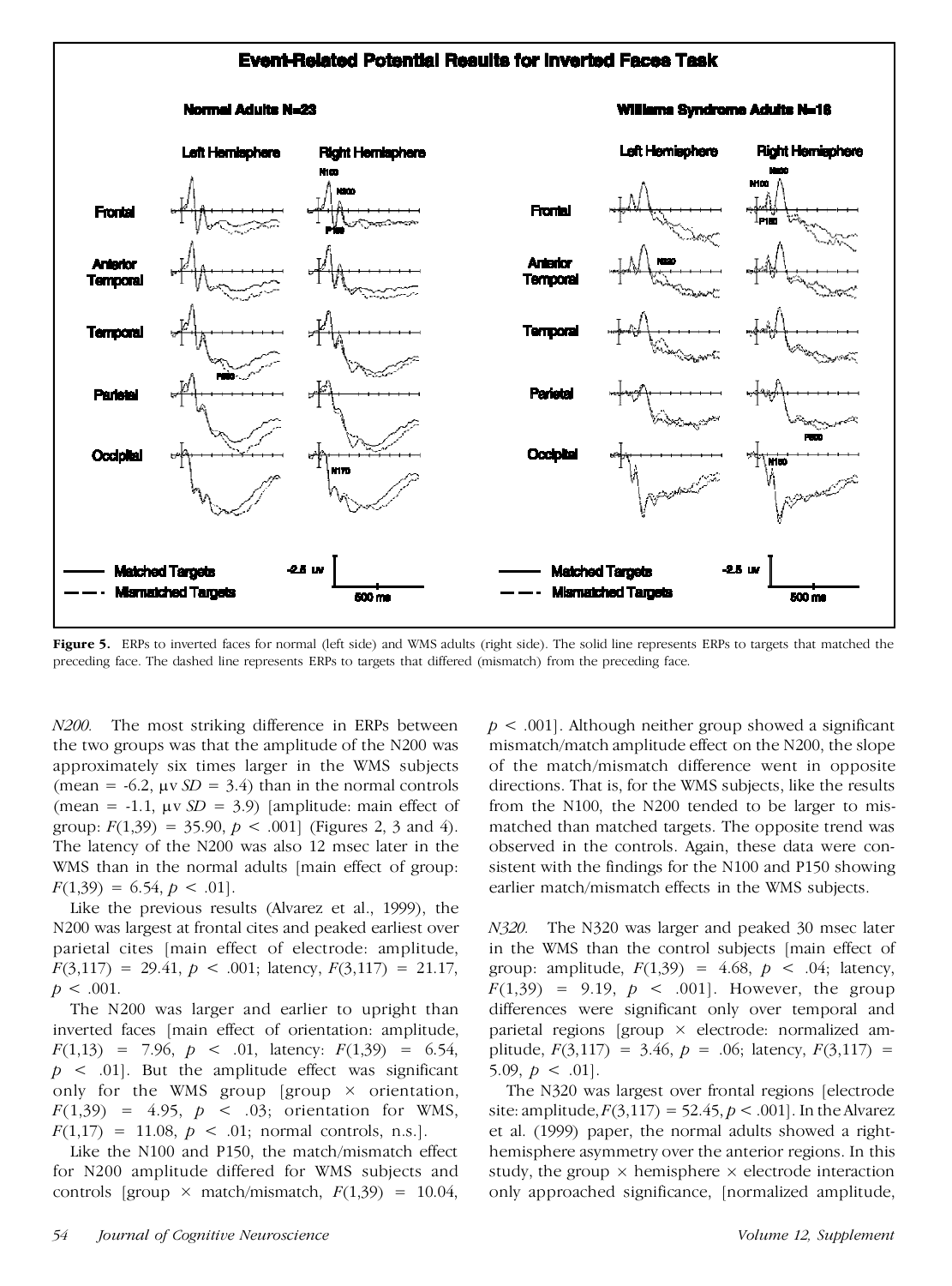**Figure 5.** ERPs to inverted faces for normal (left side) and WMS adults (right side). The solid line represents ERPs to targets that matched the preceding face. The dashed line represents ERPs to targets that differed (mismatch) from the preceding face.

*N200.* The most striking difference in ERPs between the two groups was that the amplitude of the N200 was approximately six times larger in the WMS subjects (mean = -6.2, μv *SD* = 3.4) than in the normal controls (mean = -1.1, μv *SD* = 3.9) [amplitude: main effect of group: $F(1,39) = 35.90$, $p < .001$] (Figures 2, 3 and 4). The latency of the N200 was also 12 msec later in the WMS than in the normal adults [main effect of group: $F(1,39) = 6.54$, $p < .01$].

Like the previous results (Alvarez et al., 1999), the N200 was largest at frontal cites and peaked earliest over parietal cites [main effect of electrode: amplitude, $F(3,117) = 29.41$, $p < .001$; latency, $F(3,117) = 21.17$, $p < .001$.

The N200 was larger and earlier to upright than inverted faces [main effect of orientation: amplitude, $F(1,13) = 7.96$, $p < .01$, latency: $F(1,39) = 6.54$, $p < .01$]. But the amplitude effect was significant only for the WMS group [group × orientation, $F(1,39) = 4.95$, $p < .03$; orientation for WMS, $F(1,17) = 11.08$, $p < .01$; normal controls, n.s.].

Like the N100 and P150, the match/mismatch effect for N200 amplitude differed for WMS subjects and controls [group × match/mismatch, $F(1,39) = 10.04$, $p < .001$]. Although neither group showed a significant mismatch/match amplitude effect on the N200, the slope of the match/mismatch difference went in opposite directions. That is, for the WMS subjects, like the results from the N100, the N200 tended to be larger to mismatched than matched targets. The opposite trend was observed in the controls. Again, these data were consistent with the findings for the N100 and P150 showing earlier match/mismatch effects in the WMS subjects.

*N320.* The N320 was larger and peaked 30 msec later in the WMS than the control subjects [main effect of group: amplitude, $F(1,39) = 4.68$, $p < .04$; latency, $F(1,39) = 9.19$, $p < .001$]. However, the group differences were significant only over temporal and parietal regions [group × electrode: normalized amplitude, $F(3,117) = 3.46$, $p = .06$; latency, $F(3,117) = 5.09$, $p < .01$].

The N320 was largest over frontal regions [electrode site: amplitude, $F(3,117) = 52.45$, $p < .001$]. In the Alvarez et al. (1999) paper, the normal adults showed a right-hemisphere asymmetry over the anterior regions. In this study, the group × hemisphere × electrode interaction only approached significance, [normalized amplitude,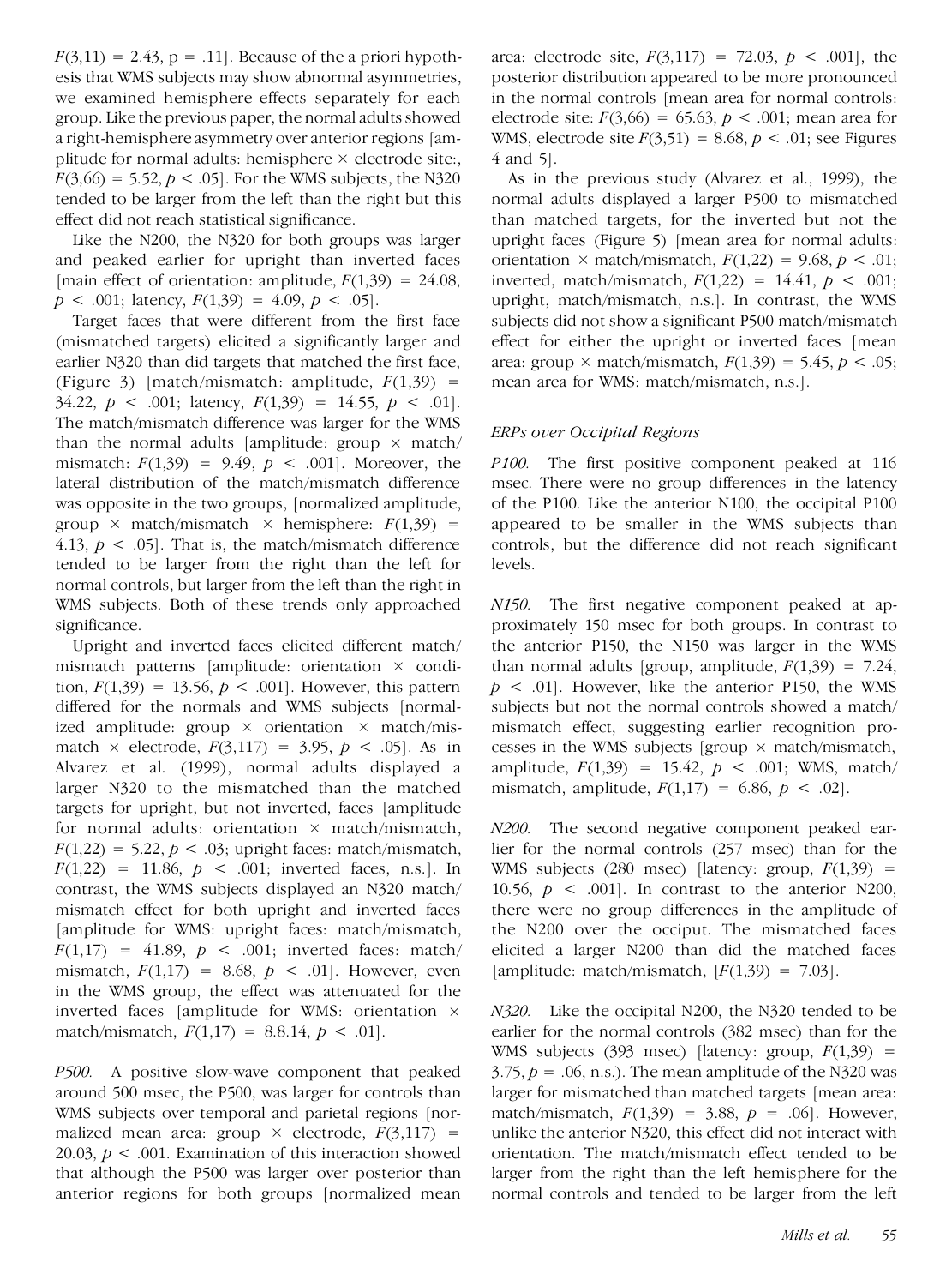$F(3,11) = 2.43$, p = .11]. Because of the a priori hypothesis that WMS subjects may show abnormal asymmetries, we examined hemisphere effects separately for each group. Like the previous paper, the normal adults showed a right-hemisphere asymmetry over anterior regions [amplitude for normal adults: hemisphere × electrode site:, $F(3,66) = 5.52$, $p < .05$]. For the WMS subjects, the N320 tended to be larger from the left than the right but this effect did not reach statistical significance.

Like the N200, the N320 for both groups was larger and peaked earlier for upright than inverted faces [main effect of orientation: amplitude, $F(1,39) = 24.08$, $p < .001$; latency, $F(1,39) = 4.09$, $p < .05$].

Target faces that were different from the first face (mismatched targets) elicited a significantly larger and earlier N320 than did targets that matched the first face, (Figure 3) [match/mismatch: amplitude, $F(1,39) = 34.22$, $p < .001$; latency, $F(1,39) = 14.55$, $p < .01$]. The match/mismatch difference was larger for the WMS than the normal adults [amplitude: group × match/mismatch: $F(1,39) = 9.49$, $p < .001$]. Moreover, the lateral distribution of the match/mismatch difference was opposite in the two groups, [normalized amplitude, group × match/mismatch × hemisphere: $F(1,39) = 4.13$, $p < .05$]. That is, the match/mismatch difference tended to be larger from the right than the left for normal controls, but larger from the left than the right in WMS subjects. Both of these trends only approached significance.

Upright and inverted faces elicited different match/mismatch patterns [amplitude: orientation × condition, $F(1,39) = 13.56$, $p < .001$]. However, this pattern differed for the normals and WMS subjects [normalized amplitude: group × orientation × match/mismatch × electrode, $F(3,117) = 3.95$, $p < .05$]. As in Alvarez et al. (1999), normal adults displayed a larger N320 to the mismatched than the matched targets for upright, but not inverted, faces [amplitude for normal adults: orientation × match/mismatch, $F(1,22) = 5.22$, $p < .03$; upright faces: match/mismatch, $F(1,22) = 11.86$, $p < .001$; inverted faces, n.s.]. In contrast, the WMS subjects displayed an N320 match/mismatch effect for both upright and inverted faces [amplitude for WMS: upright faces: match/mismatch, $F(1,17) = 41.89$, $p < .001$; inverted faces: match/mismatch, $F(1,17) = 8.68$, $p < .01$]. However, even in the WMS group, the effect was attenuated for the inverted faces [amplitude for WMS: orientation × match/mismatch, $F(1,17) = 8.8.14$, $p < .01$].

*P500.* A positive slow-wave component that peaked around 500 msec, the P500, was larger for controls than WMS subjects over temporal and parietal regions [normalized mean area: group × electrode, $F(3,117) = 20.03$, $p < .001$. Examination of this interaction showed that although the P500 was larger over posterior than anterior regions for both groups [normalized mean area: electrode site, $F(3,117) = 72.03$, $p < .001$], the posterior distribution appeared to be more pronounced in the normal controls [mean area for normal controls: electrode site: $F(3,66) = 65.63$, $p < .001$; mean area for WMS, electrode site $F(3,51) = 8.68$, $p < .01$; see Figures 4 and 5].

As in the previous study (Alvarez et al., 1999), the normal adults displayed a larger P500 to mismatched than matched targets, for the inverted but not the upright faces (Figure 5) [mean area for normal adults: orientation × match/mismatch, $F(1,22) = 9.68$, $p < .01$; inverted, match/mismatch, $F(1,22) = 14.41$, $p < .001$; upright, match/mismatch, n.s.]. In contrast, the WMS subjects did not show a significant P500 match/mismatch effect for either the upright or inverted faces [mean area: group × match/mismatch, $F(1,39) = 5.45$, $p < .05$; mean area for WMS: match/mismatch, n.s.].

### *ERPs over Occipital Regions*

*P100.* The first positive component peaked at 116 msec. There were no group differences in the latency of the P100. Like the anterior N100, the occipital P100 appeared to be smaller in the WMS subjects than controls, but the difference did not reach significant levels.

*N150.* The first negative component peaked at approximately 150 msec for both groups. In contrast to the anterior P150, the N150 was larger in the WMS than normal adults [group, amplitude, $F(1,39) = 7.24$, $p < .01$]. However, like the anterior P150, the WMS subjects but not the normal controls showed a match/mismatch effect, suggesting earlier recognition processes in the WMS subjects [group × match/mismatch, amplitude, $F(1,39) = 15.42$, $p < .001$; WMS, match/mismatch, amplitude, $F(1,17) = 6.86$, $p < .02$].

*N200.* The second negative component peaked earlier for the normal controls (257 msec) than for the WMS subjects (280 msec) [latency: group, $F(1,39) = 10.56$, $p < .001$]. In contrast to the anterior N200, there were no group differences in the amplitude of the N200 over the occiput. The mismatched faces elicited a larger N200 than did the matched faces [amplitude: match/mismatch, [$F(1,39) = 7.03$].

*N320.* Like the occipital N200, the N320 tended to be earlier for the normal controls (382 msec) than for the WMS subjects (393 msec) [latency: group, $F(1,39) = 3.75$, $p = .06$, n.s.). The mean amplitude of the N320 was larger for mismatched than matched targets [mean area: match/mismatch, $F(1,39) = 3.88$, $p = .06$]. However, unlike the anterior N320, this effect did not interact with orientation. The match/mismatch effect tended to be larger from the right than the left hemisphere for the normal controls and tended to be larger from the left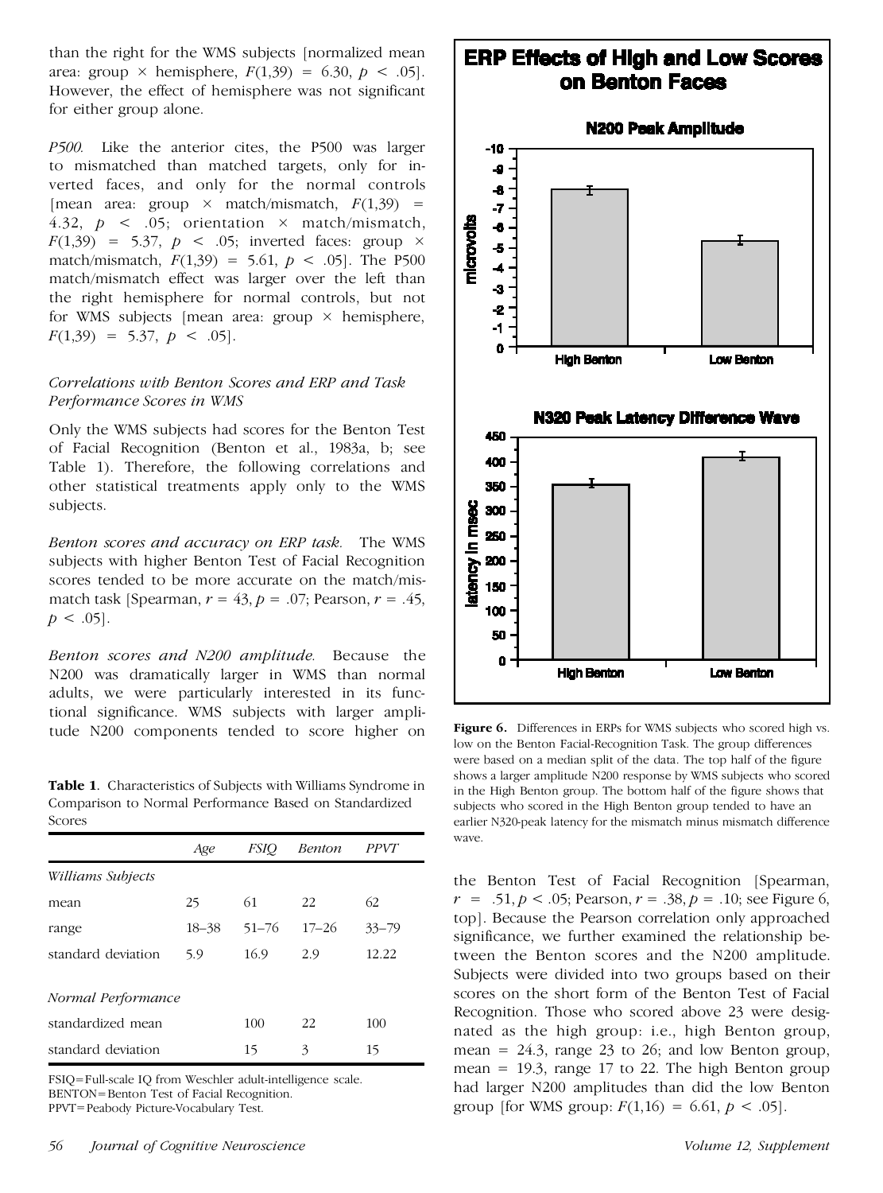than the right for the WMS subjects [normalized mean area: group × hemisphere, $F(1,39) = 6.30$, $p < .05$]. However, the effect of hemisphere was not significant for either group alone.

*P500.* Like the anterior cites, the P500 was larger to mismatched than matched targets, only for inverted faces, and only for the normal controls [mean area: group × match/mismatch, $F(1,39) = 4.32$, $p < .05$; orientation × match/mismatch, $F(1,39) = 5.37$, $p < .05$; inverted faces: group × match/mismatch, $F(1,39) = 5.61$, $p < .05$]. The P500 match/mismatch effect was larger over the left than the right hemisphere for normal controls, but not for WMS subjects [mean area: group × hemisphere, $F(1,39) = 5.37$, $p < .05$].

### *Correlations with Benton Scores and ERP and Task Performance Scores in WMS*

Only the WMS subjects had scores for the Benton Test of Facial Recognition (Benton et al., 1983a, b; see Table 1). Therefore, the following correlations and other statistical treatments apply only to the WMS subjects.

*Benton scores and accuracy on ERP task.* The WMS subjects with higher Benton Test of Facial Recognition scores tended to be more accurate on the match/mismatch task [Spearman, $r = 43$, $p = .07$; Pearson, $r = .45$, $p < .05$].

*Benton scores and N200 amplitude.* Because the N200 was dramatically larger in WMS than normal adults, we were particularly interested in its functional significance. WMS subjects with larger amplitude N200 components tended to score higher on the Benton Test of Facial Recognition [Spearman, $r = .51$, $p < .05$; Pearson, $r = .38$, $p = .10$; see Figure 6, top]. Because the Pearson correlation only approached significance, we further examined the relationship between the Benton scores and the N200 amplitude. Subjects were divided into two groups based on their scores on the short form of the Benton Test of Facial Recognition. Those who scored above 23 were designated as the high group: i.e., high Benton group, mean = 24.3, range 23 to 26; and low Benton group, mean = 19.3, range 17 to 22. The high Benton group had larger N200 amplitudes than did the low Benton group [for WMS group: $F(1,16) = 6.61$, $p < .05$].

**Table 1.** Characteristics of Subjects with Williams Syndrome in Comparison to Normal Performance Based on Standardized Scores

| | *Age* | *FSIQ* | *Benton* | *PPVT* |
|---|---|---|---|---|
| *Williams Subjects* | | | | |
| mean | 25 | 61 | 22 | 62 |
| range | 18–38 | 51–76 | 17–26 | 33–79 |
| standard deviation | 5.9 | 16.9 | 2.9 | 12.22 |
| *Normal Performance* | | | | |
| standardized mean | | 100 | 22 | 100 |
| standard deviation | | 15 | 3 | 15 |

FSIQ=Full-scale IQ from Weschler adult-intelligence scale.
BENTON=Benton Test of Facial Recognition.
PPVT=Peabody Picture-Vocabulary Test.

**Figure 6.** Differences in ERPs for WMS subjects who scored high vs. low on the Benton Facial-Recognition Task. The group differences were based on a median split of the data. The top half of the figure shows a larger amplitude N200 response by WMS subjects who scored in the High Benton group. The bottom half of the figure shows that subjects who scored in the High Benton group tended to have an earlier N320-peak latency for the mismatch minus mismatch difference wave.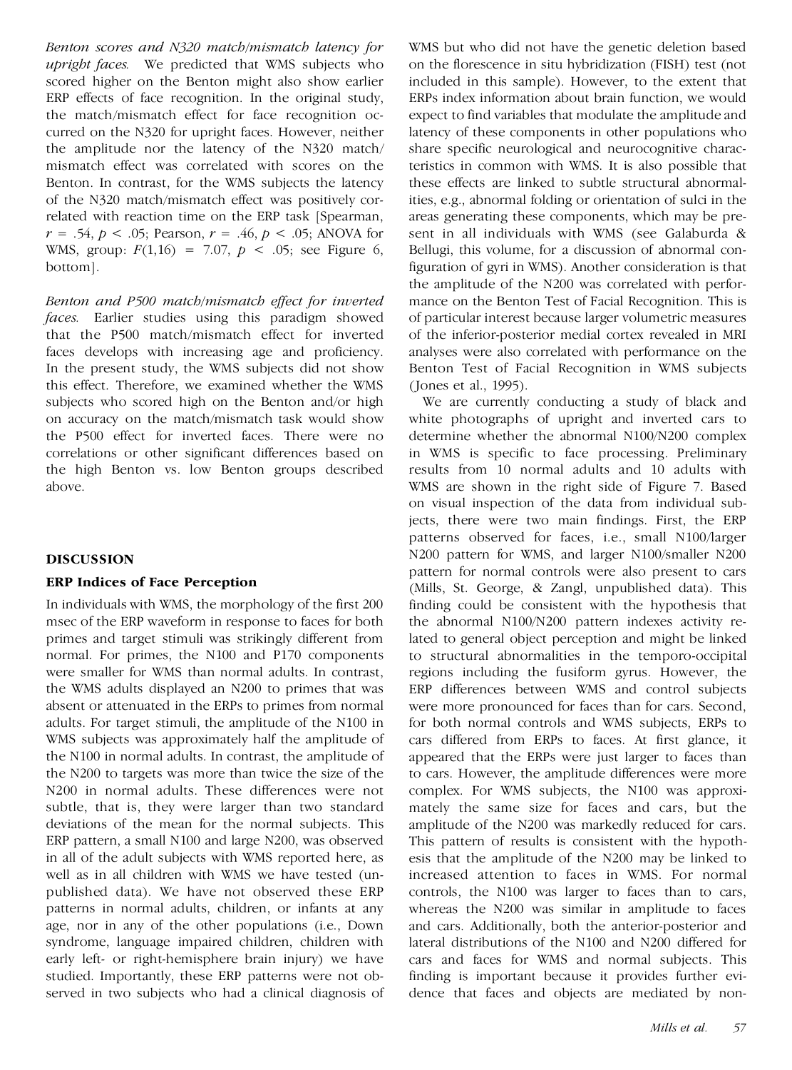*Benton scores and N320 match/mismatch latency for upright faces.* We predicted that WMS subjects who scored higher on the Benton might also show earlier ERP effects of face recognition. In the original study, the match/mismatch effect for face recognition occurred on the N320 for upright faces. However, neither the amplitude nor the latency of the N320 match/mismatch effect was correlated with scores on the Benton. In contrast, for the WMS subjects the latency of the N320 match/mismatch effect was positively correlated with reaction time on the ERP task [Spearman, $r = .54$, $p < .05$; Pearson, $r = .46$, $p < .05$; ANOVA for WMS, group: $F(1,16) = 7.07$, $p < .05$; see Figure 6, bottom].

*Benton and P500 match/mismatch effect for inverted faces.* Earlier studies using this paradigm showed that the P500 match/mismatch effect for inverted faces develops with increasing age and proficiency. In the present study, the WMS subjects did not show this effect. Therefore, we examined whether the WMS subjects who scored high on the Benton and/or high on accuracy on the match/mismatch task would show the P500 effect for inverted faces. There were no correlations or other significant differences based on the high Benton vs. low Benton groups described above.

## DISCUSSION

### ERP Indices of Face Perception

In individuals with WMS, the morphology of the first 200 msec of the ERP waveform in response to faces for both primes and target stimuli was strikingly different from normal. For primes, the N100 and P170 components were smaller for WMS than normal adults. In contrast, the WMS adults displayed an N200 to primes that was absent or attenuated in the ERPs to primes from normal adults. For target stimuli, the amplitude of the N100 in WMS subjects was approximately half the amplitude of the N100 in normal adults. In contrast, the amplitude of the N200 to targets was more than twice the size of the N200 in normal adults. These differences were not subtle, that is, they were larger than two standard deviations of the mean for the normal subjects. This ERP pattern, a small N100 and large N200, was observed in all of the adult subjects with WMS reported here, as well as in all children with WMS we have tested (unpublished data). We have not observed these ERP patterns in normal adults, children, or infants at any age, nor in any of the other populations (i.e., Down syndrome, language impaired children, children with early left- or right-hemisphere brain injury) we have studied. Importantly, these ERP patterns were not observed in two subjects who had a clinical diagnosis of WMS but who did not have the genetic deletion based on the florescence in situ hybridization (FISH) test (not included in this sample). However, to the extent that ERPs index information about brain function, we would expect to find variables that modulate the amplitude and latency of these components in other populations who share specific neurological and neurocognitive characteristics in common with WMS. It is also possible that these effects are linked to subtle structural abnormalities, e.g., abnormal folding or orientation of sulci in the areas generating these components, which may be present in all individuals with WMS (see Galaburda & Bellugi, this volume, for a discussion of abnormal configuration of gyri in WMS). Another consideration is that the amplitude of the N200 was correlated with performance on the Benton Test of Facial Recognition. This is of particular interest because larger volumetric measures of the inferior-posterior medial cortex revealed in MRI analyses were also correlated with performance on the Benton Test of Facial Recognition in WMS subjects (Jones et al., 1995).

We are currently conducting a study of black and white photographs of upright and inverted cars to determine whether the abnormal N100/N200 complex in WMS is specific to face processing. Preliminary results from 10 normal adults and 10 adults with WMS are shown in the right side of Figure 7. Based on visual inspection of the data from individual subjects, there were two main findings. First, the ERP patterns observed for faces, i.e., small N100/larger N200 pattern for WMS, and larger N100/smaller N200 pattern for normal controls were also present to cars (Mills, St. George, & Zangl, unpublished data). This finding could be consistent with the hypothesis that the abnormal N100/N200 pattern indexes activity related to general object perception and might be linked to structural abnormalities in the temporo-occipital regions including the fusiform gyrus. However, the ERP differences between WMS and control subjects were more pronounced for faces than for cars. Second, for both normal controls and WMS subjects, ERPs to cars differed from ERPs to faces. At first glance, it appeared that the ERPs were just larger to faces than to cars. However, the amplitude differences were more complex. For WMS subjects, the N100 was approximately the same size for faces and cars, but the amplitude of the N200 was markedly reduced for cars. This pattern of results is consistent with the hypothesis that the amplitude of the N200 may be linked to increased attention to faces in WMS. For normal controls, the N100 was larger to faces than to cars, whereas the N200 was similar in amplitude to faces and cars. Additionally, both the anterior-posterior and lateral distributions of the N100 and N200 differed for cars and faces for WMS and normal subjects. This finding is important because it provides further evidence that faces and objects are mediated by non-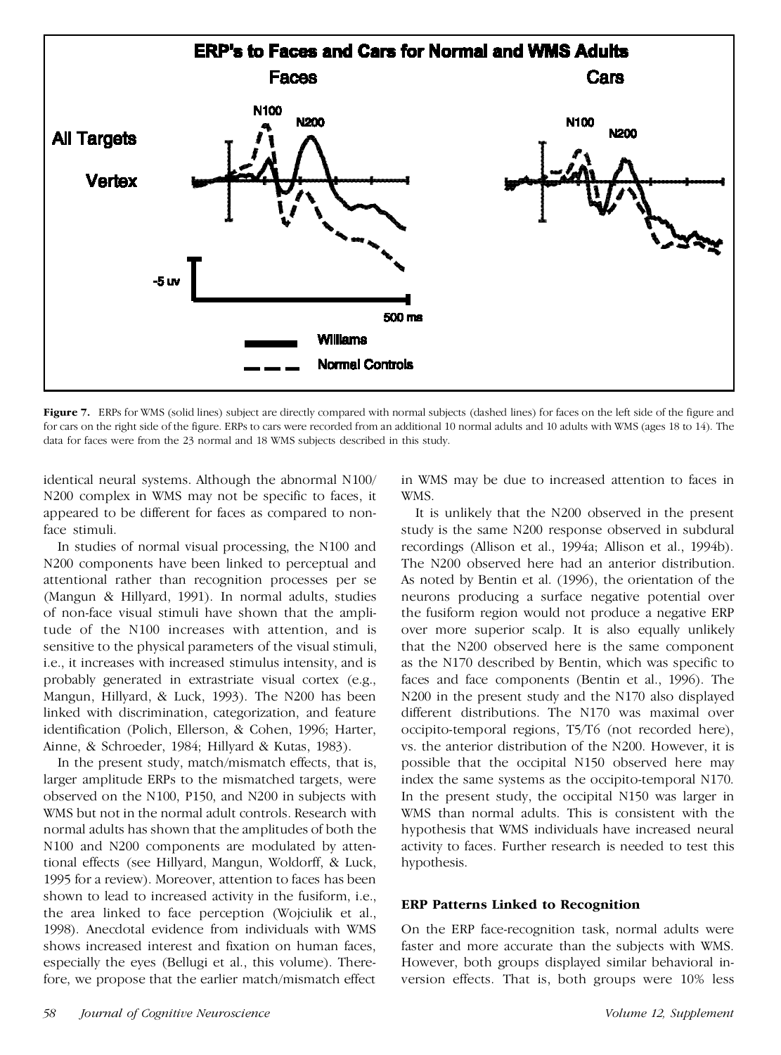**Figure 7.** ERPs for WMS (solid lines) subject are directly compared with normal subjects (dashed lines) for faces on the left side of the figure and for cars on the right side of the figure. ERPs to cars were recorded from an additional 10 normal adults and 10 adults with WMS (ages 18 to 14). The data for faces were from the 23 normal and 18 WMS subjects described in this study.

identical neural systems. Although the abnormal N100/N200 complex in WMS may not be specific to faces, it appeared to be different for faces as compared to non-face stimuli.

In studies of normal visual processing, the N100 and N200 components have been linked to perceptual and attentional rather than recognition processes per se (Mangun & Hillyard, 1991). In normal adults, studies of non-face visual stimuli have shown that the amplitude of the N100 increases with attention, and is sensitive to the physical parameters of the visual stimuli, i.e., it increases with increased stimulus intensity, and is probably generated in extrastriate visual cortex (e.g., Mangun, Hillyard, & Luck, 1993). The N200 has been linked with discrimination, categorization, and feature identification (Polich, Ellerson, & Cohen, 1996; Harter, Ainne, & Schroeder, 1984; Hillyard & Kutas, 1983).

In the present study, match/mismatch effects, that is, larger amplitude ERPs to the mismatched targets, were observed on the N100, P150, and N200 in subjects with WMS but not in the normal adult controls. Research with normal adults has shown that the amplitudes of both the N100 and N200 components are modulated by attentional effects (see Hillyard, Mangun, Woldorff, & Luck, 1995 for a review). Moreover, attention to faces has been shown to lead to increased activity in the fusiform, i.e., the area linked to face perception (Wojciulik et al., 1998). Anecdotal evidence from individuals with WMS shows increased interest and fixation on human faces, especially the eyes (Bellugi et al., this volume). Therefore, we propose that the earlier match/mismatch effect in WMS may be due to increased attention to faces in WMS.

It is unlikely that the N200 observed in the present study is the same N200 response observed in subdural recordings (Allison et al., 1994a; Allison et al., 1994b). The N200 observed here had an anterior distribution. As noted by Bentin et al. (1996), the orientation of the neurons producing a surface negative potential over the fusiform region would not produce a negative ERP over more superior scalp. It is also equally unlikely that the N200 observed here is the same component as the N170 described by Bentin, which was specific to faces and face components (Bentin et al., 1996). The N200 in the present study and the N170 also displayed different distributions. The N170 was maximal over occipito-temporal regions, T5/T6 (not recorded here), vs. the anterior distribution of the N200. However, it is possible that the occipital N150 observed here may index the same systems as the occipito-temporal N170. In the present study, the occipital N150 was larger in WMS than normal adults. This is consistent with the hypothesis that WMS individuals have increased neural activity to faces. Further research is needed to test this hypothesis.

### ERP Patterns Linked to Recognition

On the ERP face-recognition task, normal adults were faster and more accurate than the subjects with WMS. However, both groups displayed similar behavioral inversion effects. That is, both groups were 10% less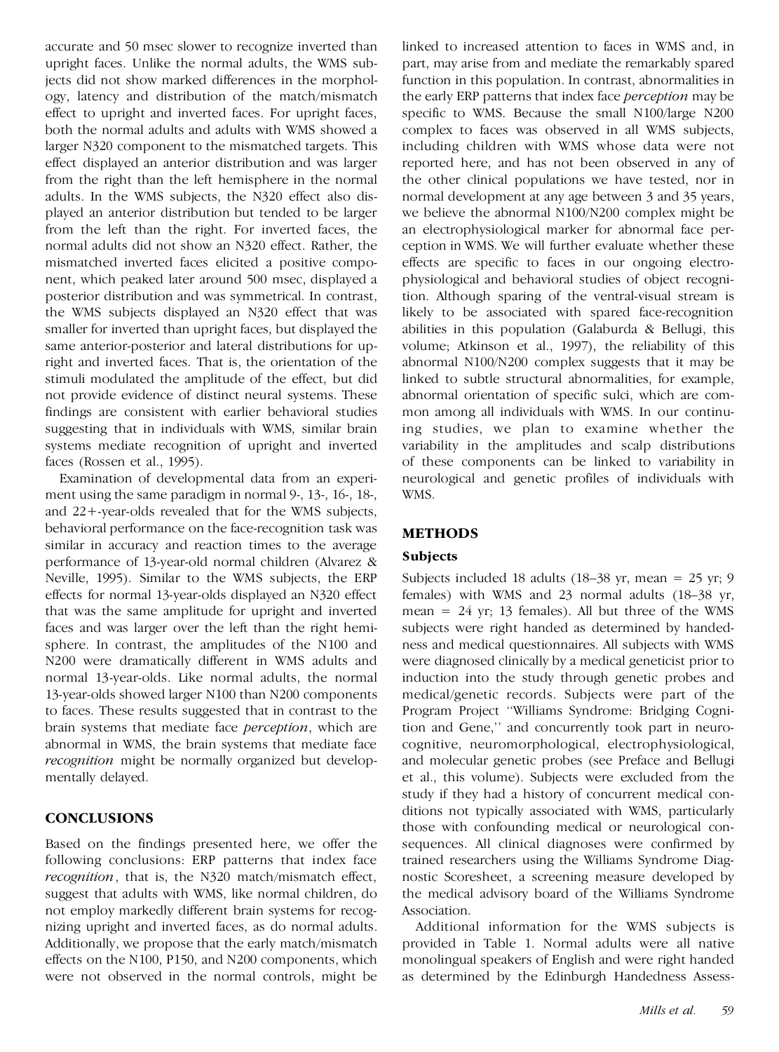accurate and 50 msec slower to recognize inverted than upright faces. Unlike the normal adults, the WMS subjects did not show marked differences in the morphology, latency and distribution of the match/mismatch effect to upright and inverted faces. For upright faces, both the normal adults and adults with WMS showed a larger N320 component to the mismatched targets. This effect displayed an anterior distribution and was larger from the right than the left hemisphere in the normal adults. In the WMS subjects, the N320 effect also displayed an anterior distribution but tended to be larger from the left than the right. For inverted faces, the normal adults did not show an N320 effect. Rather, the mismatched inverted faces elicited a positive component, which peaked later around 500 msec, displayed a posterior distribution and was symmetrical. In contrast, the WMS subjects displayed an N320 effect that was smaller for inverted than upright faces, but displayed the same anterior-posterior and lateral distributions for upright and inverted faces. That is, the orientation of the stimuli modulated the amplitude of the effect, but did not provide evidence of distinct neural systems. These findings are consistent with earlier behavioral studies suggesting that in individuals with WMS, similar brain systems mediate recognition of upright and inverted faces (Rossen et al., 1995).

Examination of developmental data from an experiment using the same paradigm in normal 9-, 13-, 16-, 18-, and 22+-year-olds revealed that for the WMS subjects, behavioral performance on the face-recognition task was similar in accuracy and reaction times to the average performance of 13-year-old normal children (Alvarez & Neville, 1995). Similar to the WMS subjects, the ERP effects for normal 13-year-olds displayed an N320 effect that was the same amplitude for upright and inverted faces and was larger over the left than the right hemisphere. In contrast, the amplitudes of the N100 and N200 were dramatically different in WMS adults and normal 13-year-olds. Like normal adults, the normal 13-year-olds showed larger N100 than N200 components to faces. These results suggested that in contrast to the brain systems that mediate face *perception*, which are abnormal in WMS, the brain systems that mediate face *recognition* might be normally organized but developmentally delayed.

## CONCLUSIONS

Based on the findings presented here, we offer the following conclusions: ERP patterns that index face *recognition*, that is, the N320 match/mismatch effect, suggest that adults with WMS, like normal children, do not employ markedly different brain systems for recognizing upright and inverted faces, as do normal adults. Additionally, we propose that the early match/mismatch effects on the N100, P150, and N200 components, which were not observed in the normal controls, might be linked to increased attention to faces in WMS and, in part, may arise from and mediate the remarkably spared function in this population. In contrast, abnormalities in the early ERP patterns that index face *perception* may be specific to WMS. Because the small N100/large N200 complex to faces was observed in all WMS subjects, including children with WMS whose data were not reported here, and has not been observed in any of the other clinical populations we have tested, nor in normal development at any age between 3 and 35 years, we believe the abnormal N100/N200 complex might be an electrophysiological marker for abnormal face perception in WMS. We will further evaluate whether these effects are specific to faces in our ongoing electrophysiological and behavioral studies of object recognition. Although sparing of the ventral-visual stream is likely to be associated with spared face-recognition abilities in this population (Galaburda & Bellugi, this volume; Atkinson et al., 1997), the reliability of this abnormal N100/N200 complex suggests that it may be linked to subtle structural abnormalities, for example, abnormal orientation of specific sulci, which are common among all individuals with WMS. In our continuing studies, we plan to examine whether the variability in the amplitudes and scalp distributions of these components can be linked to variability in neurological and genetic profiles of individuals with WMS.

## METHODS

### Subjects

Subjects included 18 adults (18–38 yr, mean = 25 yr; 9 females) with WMS and 23 normal adults (18–38 yr, mean = 24 yr; 13 females). All but three of the WMS subjects were right handed as determined by handedness and medical questionnaires. All subjects with WMS were diagnosed clinically by a medical geneticist prior to induction into the study through genetic probes and medical/genetic records. Subjects were part of the Program Project "Williams Syndrome: Bridging Cognition and Gene," and concurrently took part in neurocognitive, neuromorphological, electrophysiological, and molecular genetic probes (see Preface and Bellugi et al., this volume). Subjects were excluded from the study if they had a history of concurrent medical conditions not typically associated with WMS, particularly those with confounding medical or neurological consequences. All clinical diagnoses were confirmed by trained researchers using the Williams Syndrome Diagnostic Scoresheet, a screening measure developed by the medical advisory board of the Williams Syndrome Association.

Additional information for the WMS subjects is provided in Table 1. Normal adults were all native monolingual speakers of English and were right handed as determined by the Edinburgh Handedness Assess-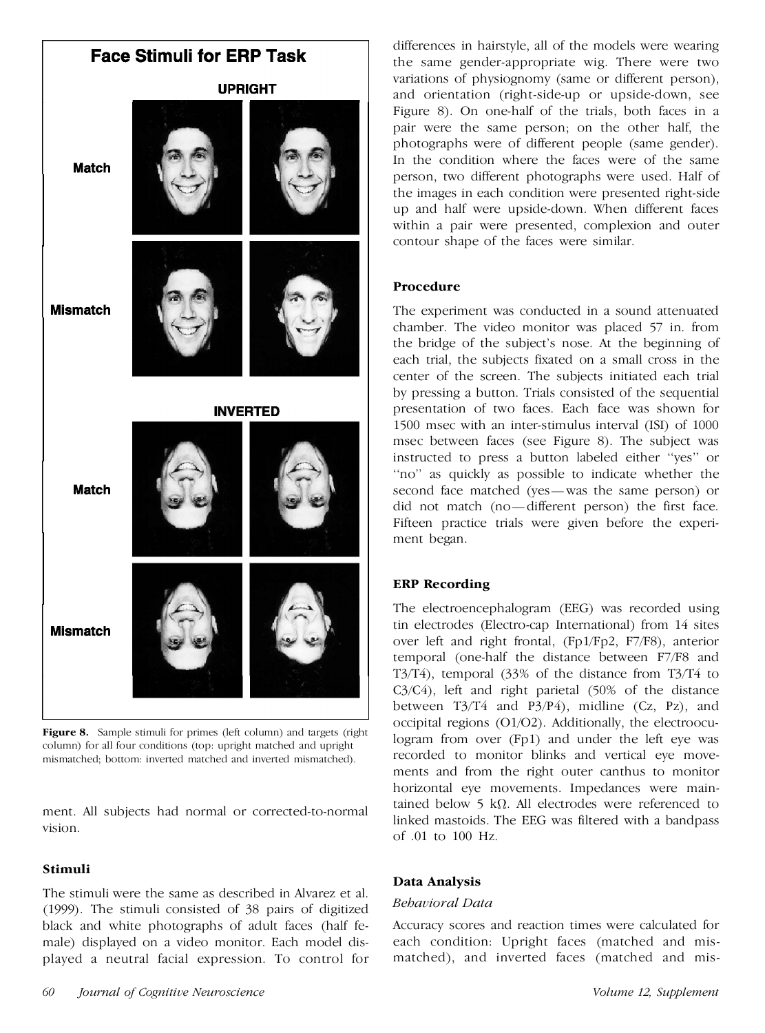Face Stimuli for ERP Task

UPRIGHT

Match

Mismatch

INVERTED

Match

Mismatch

**Figure 8.** Sample stimuli for primes (left column) and targets (right column) for all four conditions (top: upright matched and upright mismatched; bottom: inverted matched and inverted mismatched).

ment. All subjects had normal or corrected-to-normal vision.

### Stimuli

The stimuli were the same as described in Alvarez et al. (1999). The stimuli consisted of 38 pairs of digitized black and white photographs of adult faces (half female) displayed on a video monitor. Each model displayed a neutral facial expression. To control for differences in hairstyle, all of the models were wearing the same gender-appropriate wig. There were two variations of physiognomy (same or different person), and orientation (right-side-up or upside-down, see Figure 8). On one-half of the trials, both faces in a pair were the same person; on the other half, the photographs were of different people (same gender). In the condition where the faces were of the same person, two different photographs were used. Half of the images in each condition were presented right-side up and half were upside-down. When different faces within a pair were presented, complexion and outer contour shape of the faces were similar.

### Procedure

The experiment was conducted in a sound attenuated chamber. The video monitor was placed 57 in. from the bridge of the subject's nose. At the beginning of each trial, the subjects fixated on a small cross in the center of the screen. The subjects initiated each trial by pressing a button. Trials consisted of the sequential presentation of two faces. Each face was shown for 1500 msec with an inter-stimulus interval (ISI) of 1000 msec between faces (see Figure 8). The subject was instructed to press a button labeled either ''yes'' or ''no'' as quickly as possible to indicate whether the second face matched (yes—was the same person) or did not match (no—different person) the first face. Fifteen practice trials were given before the experiment began.

### ERP Recording

The electroencephalogram (EEG) was recorded using tin electrodes (Electro-cap International) from 14 sites over left and right frontal, (Fp1/Fp2, F7/F8), anterior temporal (one-half the distance between F7/F8 and T3/T4), temporal (33% of the distance from T3/T4 to C3/C4), left and right parietal (50% of the distance between T3/T4 and P3/P4), midline (Cz, Pz), and occipital regions (O1/O2). Additionally, the electrooculogram from over (Fp1) and under the left eye was recorded to monitor blinks and vertical eye movements and from the right outer canthus to monitor horizontal eye movements. Impedances were maintained below 5 kΩ. All electrodes were referenced to linked mastoids. The EEG was filtered with a bandpass of .01 to 100 Hz.

### Data Analysis

*Behavioral Data*

Accuracy scores and reaction times were calculated for each condition: Upright faces (matched and mismatched), and inverted faces (matched and mis-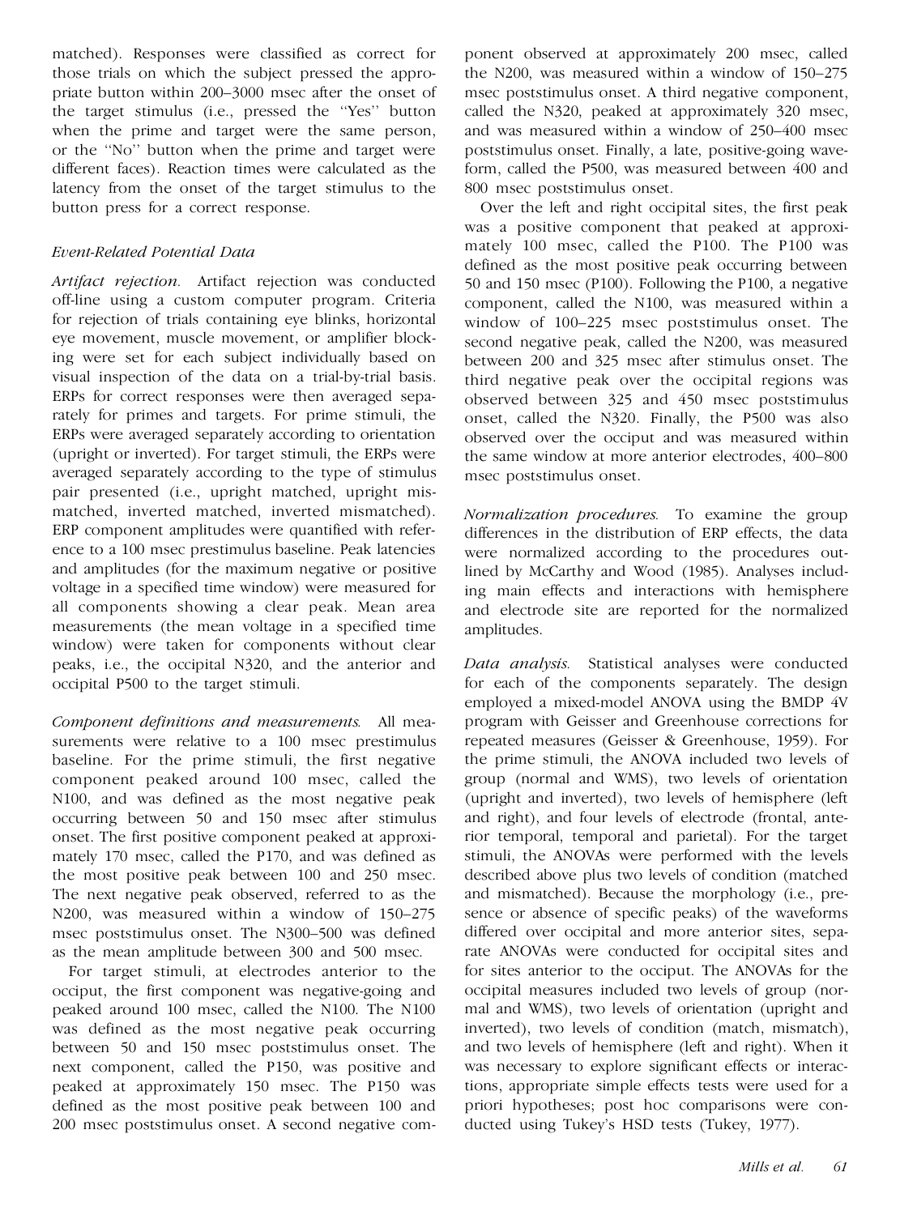matched). Responses were classified as correct for those trials on which the subject pressed the appropriate button within 200–3000 msec after the onset of the target stimulus (i.e., pressed the ''Yes'' button when the prime and target were the same person, or the ''No'' button when the prime and target were different faces). Reaction times were calculated as the latency from the onset of the target stimulus to the button press for a correct response.

### *Event-Related Potential Data*

*Artifact rejection.* Artifact rejection was conducted off-line using a custom computer program. Criteria for rejection of trials containing eye blinks, horizontal eye movement, muscle movement, or amplifier blocking were set for each subject individually based on visual inspection of the data on a trial-by-trial basis. ERPs for correct responses were then averaged separately for primes and targets. For prime stimuli, the ERPs were averaged separately according to orientation (upright or inverted). For target stimuli, the ERPs were averaged separately according to the type of stimulus pair presented (i.e., upright matched, upright mismatched, inverted matched, inverted mismatched). ERP component amplitudes were quantified with reference to a 100 msec prestimulus baseline. Peak latencies and amplitudes (for the maximum negative or positive voltage in a specified time window) were measured for all components showing a clear peak. Mean area measurements (the mean voltage in a specified time window) were taken for components without clear peaks, i.e., the occipital N320, and the anterior and occipital P500 to the target stimuli.

*Component definitions and measurements.* All measurements were relative to a 100 msec prestimulus baseline. For the prime stimuli, the first negative component peaked around 100 msec, called the N100, and was defined as the most negative peak occurring between 50 and 150 msec after stimulus onset. The first positive component peaked at approximately 170 msec, called the P170, and was defined as the most positive peak between 100 and 250 msec. The next negative peak observed, referred to as the N200, was measured within a window of 150–275 msec poststimulus onset. The N300–500 was defined as the mean amplitude between 300 and 500 msec.

For target stimuli, at electrodes anterior to the occiput, the first component was negative-going and peaked around 100 msec, called the N100. The N100 was defined as the most negative peak occurring between 50 and 150 msec poststimulus onset. The next component, called the P150, was positive and peaked at approximately 150 msec. The P150 was defined as the most positive peak between 100 and 200 msec poststimulus onset. A second negative component observed at approximately 200 msec, called the N200, was measured within a window of 150–275 msec poststimulus onset. A third negative component, called the N320, peaked at approximately 320 msec, and was measured within a window of 250–400 msec poststimulus onset. Finally, a late, positive-going waveform, called the P500, was measured between 400 and 800 msec poststimulus onset.

Over the left and right occipital sites, the first peak was a positive component that peaked at approximately 100 msec, called the P100. The P100 was defined as the most positive peak occurring between 50 and 150 msec (P100). Following the P100, a negative component, called the N100, was measured within a window of 100–225 msec poststimulus onset. The second negative peak, called the N200, was measured between 200 and 325 msec after stimulus onset. The third negative peak over the occipital regions was observed between 325 and 450 msec poststimulus onset, called the N320. Finally, the P500 was also observed over the occiput and was measured within the same window at more anterior electrodes, 400–800 msec poststimulus onset.

*Normalization procedures.* To examine the group differences in the distribution of ERP effects, the data were normalized according to the procedures outlined by McCarthy and Wood (1985). Analyses including main effects and interactions with hemisphere and electrode site are reported for the normalized amplitudes.

*Data analysis.* Statistical analyses were conducted for each of the components separately. The design employed a mixed-model ANOVA using the BMDP 4V program with Geisser and Greenhouse corrections for repeated measures (Geisser & Greenhouse, 1959). For the prime stimuli, the ANOVA included two levels of group (normal and WMS), two levels of orientation (upright and inverted), two levels of hemisphere (left and right), and four levels of electrode (frontal, anterior temporal, temporal and parietal). For the target stimuli, the ANOVAs were performed with the levels described above plus two levels of condition (matched and mismatched). Because the morphology (i.e., presence or absence of specific peaks) of the waveforms differed over occipital and more anterior sites, separate ANOVAs were conducted for occipital sites and for sites anterior to the occiput. The ANOVAs for the occipital measures included two levels of group (normal and WMS), two levels of orientation (upright and inverted), two levels of condition (match, mismatch), and two levels of hemisphere (left and right). When it was necessary to explore significant effects or interactions, appropriate simple effects tests were used for a priori hypotheses; post hoc comparisons were conducted using Tukey's HSD tests (Tukey, 1977).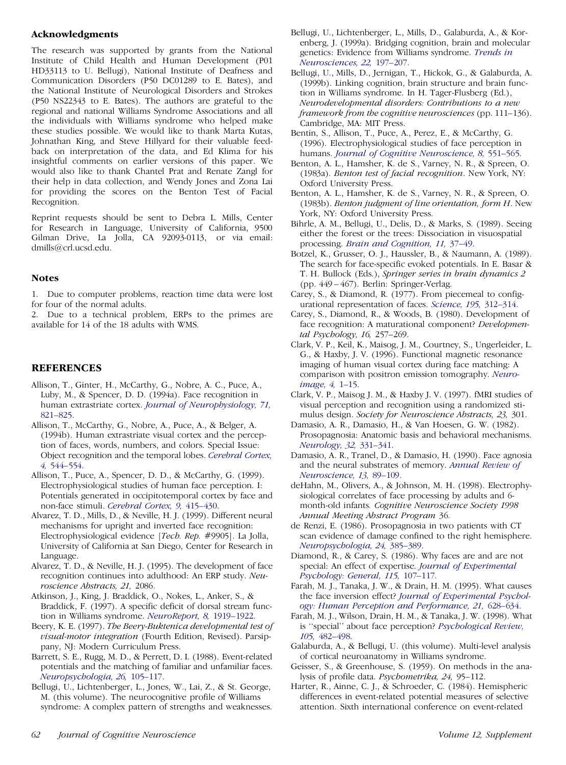### Acknowledgments

The research was supported by grants from the National Institute of Child Health and Human Development (P01 HD33113 to U. Bellugi), National Institute of Deafness and Communication Disorders (P50 DC01289 to E. Bates), and the National Institute of Neurological Disorders and Strokes (P50 NS22343 to E. Bates). The authors are grateful to the regional and national Williams Syndrome Associations and all the individuals with Williams syndrome who helped make these studies possible. We would like to thank Marta Kutas, Johnathan King, and Steve Hillyard for their valuable feedback on interpretation of the data, and Ed Klima for his insightful comments on earlier versions of this paper. We would also like to thank Chantel Prat and Renate Zangl for their help in data collection, and Wendy Jones and Zona Lai for providing the scores on the Benton Test of Facial Recognition.

Reprint requests should be sent to Debra L. Mills, Center for Research in Language, University of California, 9500 Gilman Drive, La Jolla, CA 92093-0113, or via email: dmills@crl.ucsd.edu.

### Notes

1. Due to computer problems, reaction time data were lost for four of the normal adults.
2. Due to a technical problem, ERPs to the primes are available for 14 of the 18 adults with WMS.

## REFERENCES

Allison, T., Ginter, H., McCarthy, G., Nobre, A. C., Puce, A., Luby, M., & Spencer, D. D. (1994a). Face recognition in human extrastriate cortex. *Journal of Neurophysiology, 71,* 821–825.

Allison, T., McCarthy, G., Nobre, A., Puce, A., & Belger, A. (1994b). Human extrastriate visual cortex and the perception of faces, words, numbers, and colors. Special Issue: Object recognition and the temporal lobes. *Cerebral Cortex, 4,* 544–554.

Allison, T., Puce, A., Spencer, D. D., & McCarthy, G. (1999). Electrophysiological studies of human face perception. I: Potentials generated in occipitotemporal cortex by face and non-face stimuli. *Cerebral Cortex, 9,* 415–430.

Alvarez, T. D., Mills, D., & Neville, H. J. (1999). Different neural mechanisms for upright and inverted face recognition: Electrophysiological evidence [*Tech. Rep.* #9905]. La Jolla, University of California at San Diego, Center for Research in Language.

Alvarez, T. D., & Neville, H. J. (1995). The development of face recognition continues into adulthood: An ERP study. *Neuroscience Abstracts, 21,* 2086.

Atkinson, J., King, J. Braddick, O., Nokes, L., Anker, S., & Braddick, F. (1997). A specific deficit of dorsal stream function in Williams syndrome. *NeuroReport, 8,* 1919–1922.

Beery, K. E. (1997). *The Beery-Buktenica developmental test of visual-motor integration* (Fourth Edition, Revised). Parsippany, NJ: Modern Curriculum Press.

Barrett, S. E., Rugg, M. D., & Perrett, D. I. (1988). Event-related potentials and the matching of familiar and unfamiliar faces. *Neuropsychologia, 26,* 105–117.

Bellugi, U., Lichtenberger, L., Jones, W., Lai, Z., & St. George, M. (this volume). The neurocognitive profile of Williams syndrome: A complex pattern of strengths and weaknesses.

Bellugi, U., Lichtenberger, L., Mills, D., Galaburda, A., & Korenberg, J. (1999a). Bridging cognition, brain and molecular genetics: Evidence from Williams syndrome. *Trends in Neurosciences, 22,* 197–207.

Bellugi, U., Mills, D., Jernigan, T., Hickok, G., & Galaburda, A. (1999b). Linking cognition, brain structure and brain function in Williams syndrome. In H. Tager-Flusberg (Ed.), *Neurodevelopmental disorders: Contributions to a new framework from the cognitive neurosciences* (pp. 111–136). Cambridge, MA: MIT Press.

Bentin, S., Allison, T., Puce, A., Perez, E., & McCarthy, G. (1996). Electrophysiological studies of face perception in humans. *Journal of Cognitive Neuroscience, 8,* 551–565.

Benton, A. L., Hamsher, K. de S., Varney, N. R., & Spreen, O. (1983a). *Benton test of facial recognition*. New York, NY: Oxford University Press.

Benton, A. L., Hamsher, K. de S., Varney, N. R., & Spreen, O. (1983b). *Benton judgment of line orientation, form H*. New York, NY: Oxford University Press.

Bihrle, A. M., Bellugi, U., Delis, D., & Marks, S. (1989). Seeing either the forest or the trees: Dissociation in visuospatial processing. *Brain and Cognition, 11,* 37–49.

Botzel, K., Grusser, O. J., Haussler, B., & Naumann, A. (1989). The search for face-specific evoked potentials. In E. Basar & T. H. Bullock (Eds.), *Springer series in brain dynamics 2* (pp. 449 – 467). Berlin: Springer-Verlag.

Carey, S., & Diamond, R. (1977). From piecemeal to configurational representation of faces. *Science, 195,* 312–314.

Carey, S., Diamond, R., & Woods, B. (1980). Development of face recognition: A maturational component? *Developmental Psychology, 16,* 257–269.

Clark, V. P., Keil, K., Maisog, J. M., Courtney, S., Ungerleider, L. G., & Haxby, J. V. (1996). Functional magnetic resonance imaging of human visual cortex during face matching: A comparison with positron emission tomography. *Neuroimage, 4,* 1–15.

Clark, V. P., Maisog J. M., & Haxby J. V. (1997). fMRI studies of visual perception and recognition using a randomized stimulus design. *Society for Neuroscience Abstracts, 23,* 301.

Damasio, A. R., Damasio, H., & Van Hoesen, G. W. (1982). Prosopagnosia: Anatomic basis and behavioral mechanisms. *Neurology, 32,* 331–341.

Damasio, A. R., Tranel, D., & Damasio, H. (1990). Face agnosia and the neural substrates of memory. *Annual Review of Neuroscience, 13,* 89–109.

deHahn, M., Olivers, A., & Johnson, M. H. (1998). Electrophysiological correlates of face processing by adults and 6-month-old infants. *Cognitive Neuroscience Society 1998 Annual Meeting Abstract Program* 36.

de Renzi, E. (1986). Prosopagnosia in two patients with CT scan evidence of damage confined to the right hemisphere. *Neuropsychologia, 24,* 385–389.

Diamond, R., & Carey, S. (1986). Why faces are and are not special: An effect of expertise. *Journal of Experimental Psychology: General, 115,* 107–117.

Farah, M. J., Tanaka, J. W., & Drain, H. M. (1995). What causes the face inversion effect? *Journal of Experimental Psychology: Human Perception and Performance, 21,* 628–634.

Farah, M. J., Wilson, Drain, H. M., & Tanaka, J. W. (1998). What is "special" about face perception? *Psychological Review, 105,* 482–498.

Galaburda, A., & Bellugi, U. (this volume). Multi-level analysis of cortical neuroanatomy in Williams syndrome.

Geisser, S., & Greenhouse, S. (1959). On methods in the analysis of profile data. *Psychometrika, 24,* 95–112.

Harter, R., Ainne, C. J., & Schroeder, C. (1984). Hemispheric differences in event-related potential measures of selective attention. Sixth international conference on event-related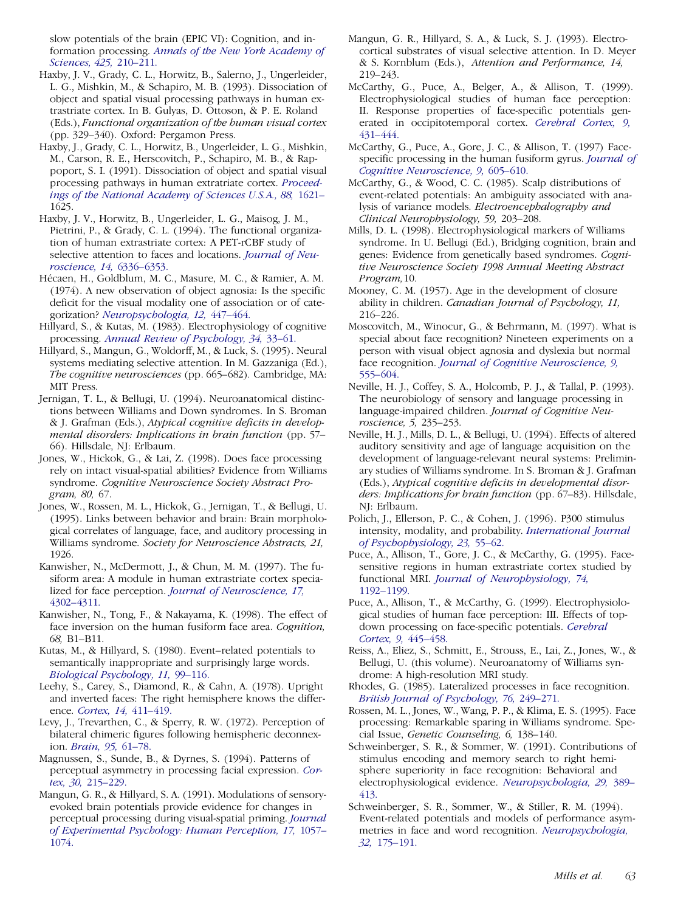slow potentials of the brain (EPIC VI): Cognition, and information processing. *Annals of the New York Academy of Sciences, 425,* 210–211.

Haxby, J. V., Grady, C. L., Horwitz, B., Salerno, J., Ungerleider, L. G., Mishkin, M., & Schapiro, M. B. (1993). Dissociation of object and spatial visual processing pathways in human extrastriate cortex. In B. Gulyas, D. Ottoson, & P. E. Roland (Eds.), *Functional organization of the human visual cortex* (pp. 329–340). Oxford: Pergamon Press.

Haxby, J., Grady, C. L., Horwitz, B., Ungerleider, L. G., Mishkin, M., Carson, R. E., Herscovitch, P., Schapiro, M. B., & Rapoport, S. I. (1991). Dissociation of object and spatial visual processing pathways in human extratriate cortex. *Proceedings of the National Academy of Sciences U.S.A., 88,* 1621–1625.

Haxby, J. V., Horwitz, B., Ungerleider, L. G., Maisog, J. M., Pietrini, P., & Grady, C. L. (1994). The functional organization of human extrastriate cortex: A PET-rCBF study of selective attention to faces and locations. *Journal of Neuroscience, 14,* 6336–6353.

Hécaen, H., Goldblum, M. C., Masure, M. C., & Ramier, A. M. (1974). A new observation of object agnosia: Is the specific deficit for the visual modality one of association or of categorization? *Neuropsychologia, 12,* 447–464.

Hillyard, S., & Kutas, M. (1983). Electrophysiology of cognitive processing. *Annual Review of Psychology, 34,* 33–61.

Hillyard, S., Mangun, G., Woldorff, M., & Luck, S. (1995). Neural systems mediating selective attention. In M. Gazzaniga (Ed.), *The cognitive neurosciences* (pp. 665–682). Cambridge, MA: MIT Press.

Jernigan, T. L., & Bellugi, U. (1994). Neuroanatomical distinctions between Williams and Down syndromes. In S. Broman & J. Grafman (Eds.), *Atypical cognitive deficits in developmental disorders: Implications in brain function* (pp. 57–66). Hillsdale, NJ: Erlbaum.

Jones, W., Hickok, G., & Lai, Z. (1998). Does face processing rely on intact visual-spatial abilities? Evidence from Williams syndrome. *Cognitive Neuroscience Society Abstract Program, 80,* 67.

Jones, W., Rossen, M. L., Hickok, G., Jernigan, T., & Bellugi, U. (1995). Links between behavior and brain: Brain morphological correlates of language, face, and auditory processing in Williams syndrome. *Society for Neuroscience Abstracts, 21,* 1926.

Kanwisher, N., McDermott, J., & Chun, M. M. (1997). The fusiform area: A module in human extrastriate cortex specialized for face perception. *Journal of Neuroscience, 17,* 4302–4311.

Kanwisher, N., Tong, F., & Nakayama, K. (1998). The effect of face inversion on the human fusiform face area. *Cognition, 68,* B1–B11.

Kutas, M., & Hillyard, S. (1980). Event–related potentials to semantically inappropriate and surprisingly large words. *Biological Psychology, 11,* 99–116.

Leehy, S., Carey, S., Diamond, R., & Cahn, A. (1978). Upright and inverted faces: The right hemisphere knows the difference. *Cortex, 14,* 411–419.

Levy, J., Trevarthen, C., & Sperry, R. W. (1972). Perception of bilateral chimeric figures following hemispheric deconnexion. *Brain, 95,* 61–78.

Magnussen, S., Sunde, B., & Dyrnes, S. (1994). Patterns of perceptual asymmetry in processing facial expression. *Cortex, 30,* 215–229.

Mangun, G. R., & Hillyard, S. A. (1991). Modulations of sensory-evoked brain potentials provide evidence for changes in perceptual processing during visual-spatial priming. *Journal of Experimental Psychology: Human Perception, 17,* 1057–1074.

Mangun, G. R., Hillyard, S. A., & Luck, S. J. (1993). Electrocortical substrates of visual selective attention. In D. Meyer & S. Kornblum (Eds.), *Attention and Performance, 14,* 219–243.

McCarthy, G., Puce, A., Belger, A., & Allison, T. (1999). Electrophysiological studies of human face perception: II. Response properties of face-specific potentials generated in occipitotemporal cortex. *Cerebral Cortex, 9,* 431–444.

McCarthy, G., Puce, A., Gore, J. C., & Allison, T. (1997) Face-specific processing in the human fusiform gyrus. *Journal of Cognitive Neuroscience, 9,* 605–610.

McCarthy, G., & Wood, C. C. (1985). Scalp distributions of event-related potentials: An ambiguity associated with analysis of variance models. *Electroencephalography and Clinical Neurophysiology, 59,* 203–208.

Mills, D. L. (1998). Electrophysiological markers of Williams syndrome. In U. Bellugi (Ed.), Bridging cognition, brain and genes: Evidence from genetically based syndromes. *Cognitive Neuroscience Society 1998 Annual Meeting Abstract Program,* 10.

Mooney, C. M. (1957). Age in the development of closure ability in children. *Canadian Journal of Psychology, 11,* 216–226.

Moscovitch, M., Winocur, G., & Behrmann, M. (1997). What is special about face recognition? Nineteen experiments on a person with visual object agnosia and dyslexia but normal face recognition. *Journal of Cognitive Neuroscience, 9,* 555–604.

Neville, H. J., Coffey, S. A., Holcomb, P. J., & Tallal, P. (1993). The neurobiology of sensory and language processing in language-impaired children. *Journal of Cognitive Neuroscience, 5,* 235–253.

Neville, H. J., Mills, D. L., & Bellugi, U. (1994). Effects of altered auditory sensitivity and age of language acquisition on the development of language-relevant neural systems: Preliminary studies of Williams syndrome. In S. Broman & J. Grafman (Eds.), *Atypical cognitive deficits in developmental disorders: Implications for brain function* (pp. 67–83). Hillsdale, NJ: Erlbaum.

Polich, J., Ellerson, P. C., & Cohen, J. (1996). P300 stimulus intensity, modality, and probability. *International Journal of Psychophysiology, 23,* 55–62.

Puce, A., Allison, T., Gore, J. C., & McCarthy, G. (1995). Face-sensitive regions in human extrastriate cortex studied by functional MRI. *Journal of Neurophysiology, 74,* 1192–1199.

Puce, A., Allison, T., & McCarthy, G. (1999). Electrophysiological studies of human face perception: III. Effects of top-down processing on face-specific potentials. *Cerebral Cortex, 9,* 445–458.

Reiss, A., Eliez, S., Schmitt, E., Strouss, E., Lai, Z., Jones, W., & Bellugi, U. (this volume). Neuroanatomy of Williams syndrome: A high-resolution MRI study.

Rhodes, G. (1985). Lateralized processes in face recognition. *British Journal of Psychology, 76,* 249–271.

Rossen, M. L., Jones, W., Wang, P. P., & Klima, E. S. (1995). Face processing: Remarkable sparing in Williams syndrome. Special Issue, *Genetic Counseling, 6,* 138–140.

Schweinberger, S. R., & Sommer, W. (1991). Contributions of stimulus encoding and memory search to right hemisphere superiority in face recognition: Behavioral and electrophysiological evidence. *Neuropsychologia, 29,* 389–413.

Schweinberger, S. R., Sommer, W., & Stiller, R. M. (1994). Event-related potentials and models of performance asymmetries in face and word recognition. *Neuropsychologia, 32,* 175–191.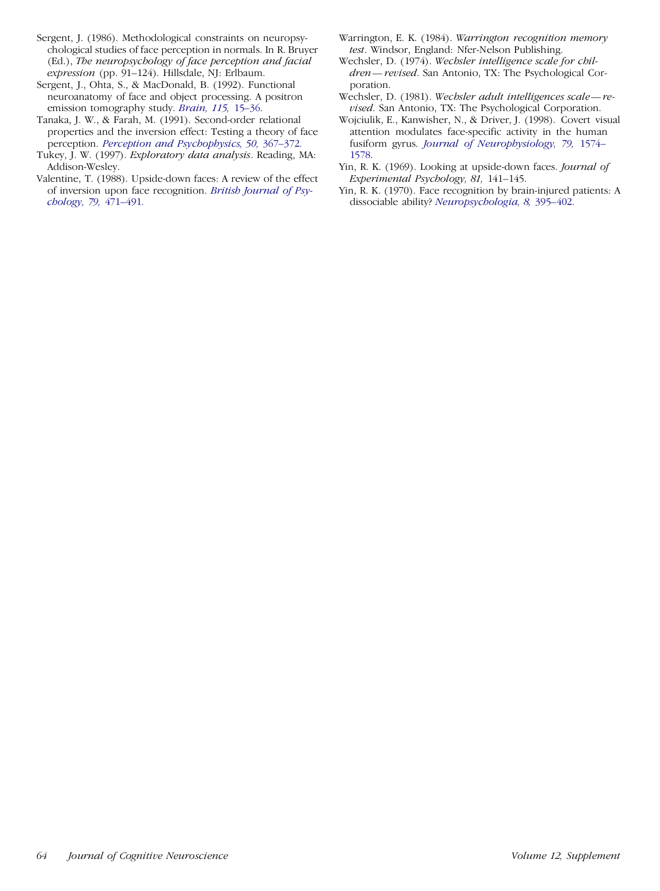Sergent, J. (1986). Methodological constraints on neuropsychological studies of face perception in normals. In R. Bruyer (Ed.), *The neuropsychology of face perception and facial expression* (pp. 91–124). Hillsdale, NJ: Erlbaum.

Sergent, J., Ohta, S., & MacDonald, B. (1992). Functional neuroanatomy of face and object processing. A positron emission tomography study. *Brain, 115,* 15–36.

Tanaka, J. W., & Farah, M. (1991). Second-order relational properties and the inversion effect: Testing a theory of face perception. *Perception and Psychophysics, 50,* 367–372.

Tukey, J. W. (1997). *Exploratory data analysis*. Reading, MA: Addison-Wesley.

Valentine, T. (1988). Upside-down faces: A review of the effect of inversion upon face recognition. *British Journal of Psychology, 79,* 471–491.

Warrington, E. K. (1984). *Warrington recognition memory test*. Windsor, England: Nfer-Nelson Publishing.

Wechsler, D. (1974). *Wechsler intelligence scale for children—revised*. San Antonio, TX: The Psychological Corporation.

Wechsler, D. (1981). *Wechsler adult intelligences scale—revised*. San Antonio, TX: The Psychological Corporation.

Wojciulik, E., Kanwisher, N., & Driver, J. (1998). Covert visual attention modulates face-specific activity in the human fusiform gyrus. *Journal of Neurophysiology, 79,* 1574–1578.

Yin, R. K. (1969). Looking at upside-down faces. *Journal of Experimental Psychology, 81,* 141–145.

Yin, R. K. (1970). Face recognition by brain-injured patients: A dissociable ability? *Neuropsychologia, 8,* 395–402.